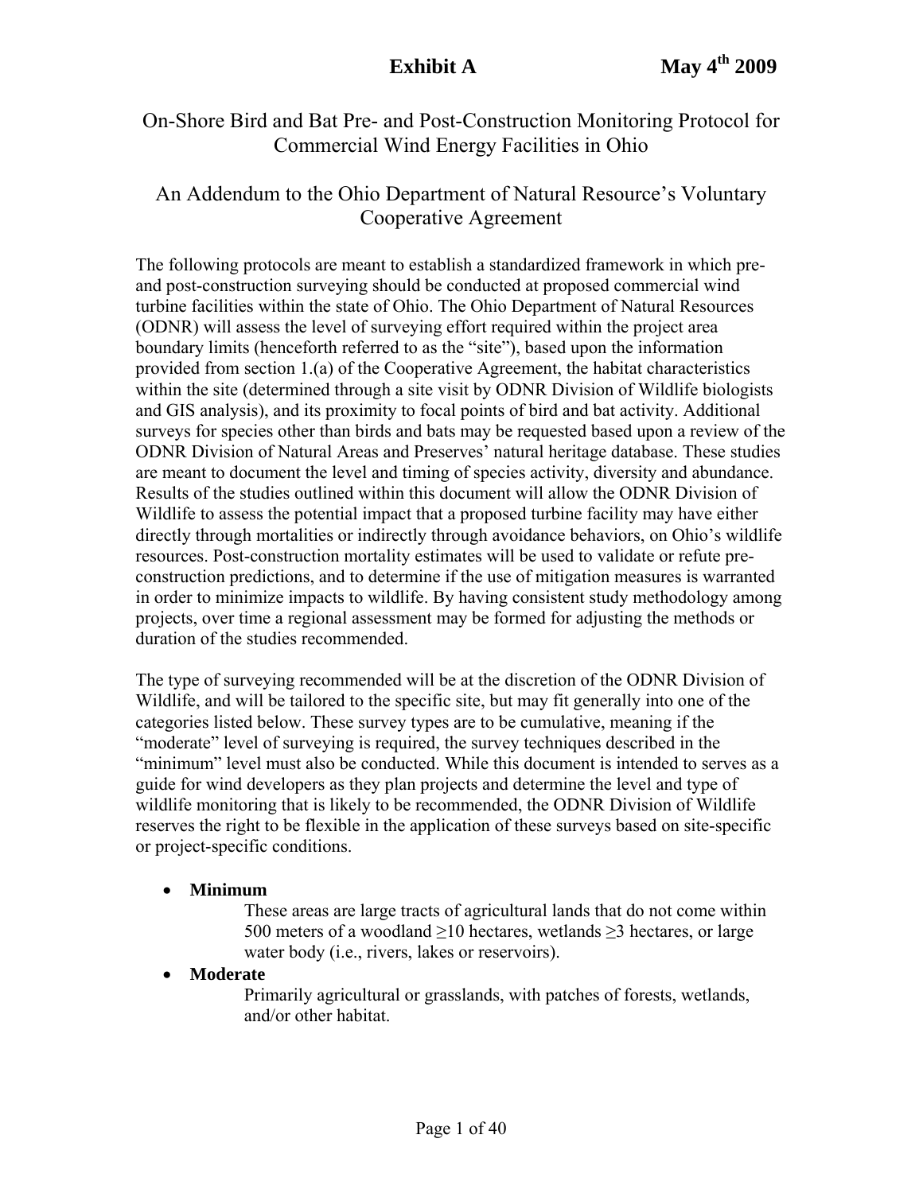**Exhibit A** **May 4th 2009**

# On-Shore Bird and Bat Pre- and Post-Construction Monitoring Protocol for Commercial Wind Energy Facilities in Ohio

## An Addendum to the Ohio Department of Natural Resource's Voluntary Cooperative Agreement

The following protocols are meant to establish a standardized framework in which pre- and post-construction surveying should be conducted at proposed commercial wind turbine facilities within the state of Ohio. The Ohio Department of Natural Resources (ODNR) will assess the level of surveying effort required within the project area boundary limits (henceforth referred to as the "site"), based upon the information provided from section 1.(a) of the Cooperative Agreement, the habitat characteristics within the site (determined through a site visit by ODNR Division of Wildlife biologists and GIS analysis), and its proximity to focal points of bird and bat activity. Additional surveys for species other than birds and bats may be requested based upon a review of the ODNR Division of Natural Areas and Preserves' natural heritage database. These studies are meant to document the level and timing of species activity, diversity and abundance. Results of the studies outlined within this document will allow the ODNR Division of Wildlife to assess the potential impact that a proposed turbine facility may have either directly through mortalities or indirectly through avoidance behaviors, on Ohio's wildlife resources. Post-construction mortality estimates will be used to validate or refute pre-construction predictions, and to determine if the use of mitigation measures is warranted in order to minimize impacts to wildlife. By having consistent study methodology among projects, over time a regional assessment may be formed for adjusting the methods or duration of the studies recommended.

The type of surveying recommended will be at the discretion of the ODNR Division of Wildlife, and will be tailored to the specific site, but may fit generally into one of the categories listed below. These survey types are to be cumulative, meaning if the "moderate" level of surveying is required, the survey techniques described in the "minimum" level must also be conducted. While this document is intended to serves as a guide for wind developers as they plan projects and determine the level and type of wildlife monitoring that is likely to be recommended, the ODNR Division of Wildlife reserves the right to be flexible in the application of these surveys based on site-specific or project-specific conditions.

- **Minimum**

  These areas are large tracts of agricultural lands that do not come within 500 meters of a woodland ≥10 hectares, wetlands ≥3 hectares, or large water body (i.e., rivers, lakes or reservoirs).

- **Moderate**

  Primarily agricultural or grasslands, with patches of forests, wetlands, and/or other habitat.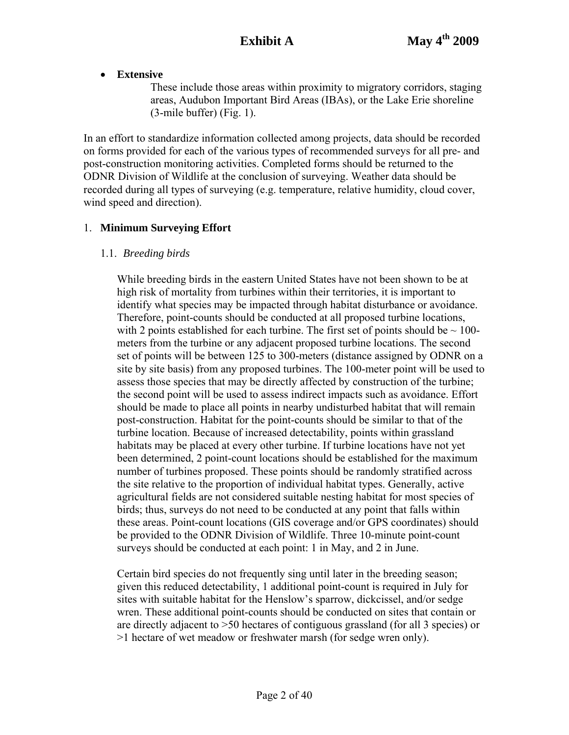- **Extensive**

  These include those areas within proximity to migratory corridors, staging areas, Audubon Important Bird Areas (IBAs), or the Lake Erie shoreline (3-mile buffer) (Fig. 1).

In an effort to standardize information collected among projects, data should be recorded on forms provided for each of the various types of recommended surveys for all pre- and post-construction monitoring activities. Completed forms should be returned to the ODNR Division of Wildlife at the conclusion of surveying. Weather data should be recorded during all types of surveying (e.g. temperature, relative humidity, cloud cover, wind speed and direction).

## 1. Minimum Surveying Effort

### 1.1. *Breeding birds*

While breeding birds in the eastern United States have not been shown to be at high risk of mortality from turbines within their territories, it is important to identify what species may be impacted through habitat disturbance or avoidance. Therefore, point-counts should be conducted at all proposed turbine locations, with 2 points established for each turbine. The first set of points should be ~ 100-meters from the turbine or any adjacent proposed turbine locations. The second set of points will be between 125 to 300-meters (distance assigned by ODNR on a site by site basis) from any proposed turbines. The 100-meter point will be used to assess those species that may be directly affected by construction of the turbine; the second point will be used to assess indirect impacts such as avoidance. Effort should be made to place all points in nearby undisturbed habitat that will remain post-construction. Habitat for the point-counts should be similar to that of the turbine location. Because of increased detectability, points within grassland habitats may be placed at every other turbine. If turbine locations have not yet been determined, 2 point-count locations should be established for the maximum number of turbines proposed. These points should be randomly stratified across the site relative to the proportion of individual habitat types. Generally, active agricultural fields are not considered suitable nesting habitat for most species of birds; thus, surveys do not need to be conducted at any point that falls within these areas. Point-count locations (GIS coverage and/or GPS coordinates) should be provided to the ODNR Division of Wildlife. Three 10-minute point-count surveys should be conducted at each point: 1 in May, and 2 in June.

Certain bird species do not frequently sing until later in the breeding season; given this reduced detectability, 1 additional point-count is required in July for sites with suitable habitat for the Henslow's sparrow, dickcissel, and/or sedge wren. These additional point-counts should be conducted on sites that contain or are directly adjacent to >50 hectares of contiguous grassland (for all 3 species) or >1 hectare of wet meadow or freshwater marsh (for sedge wren only).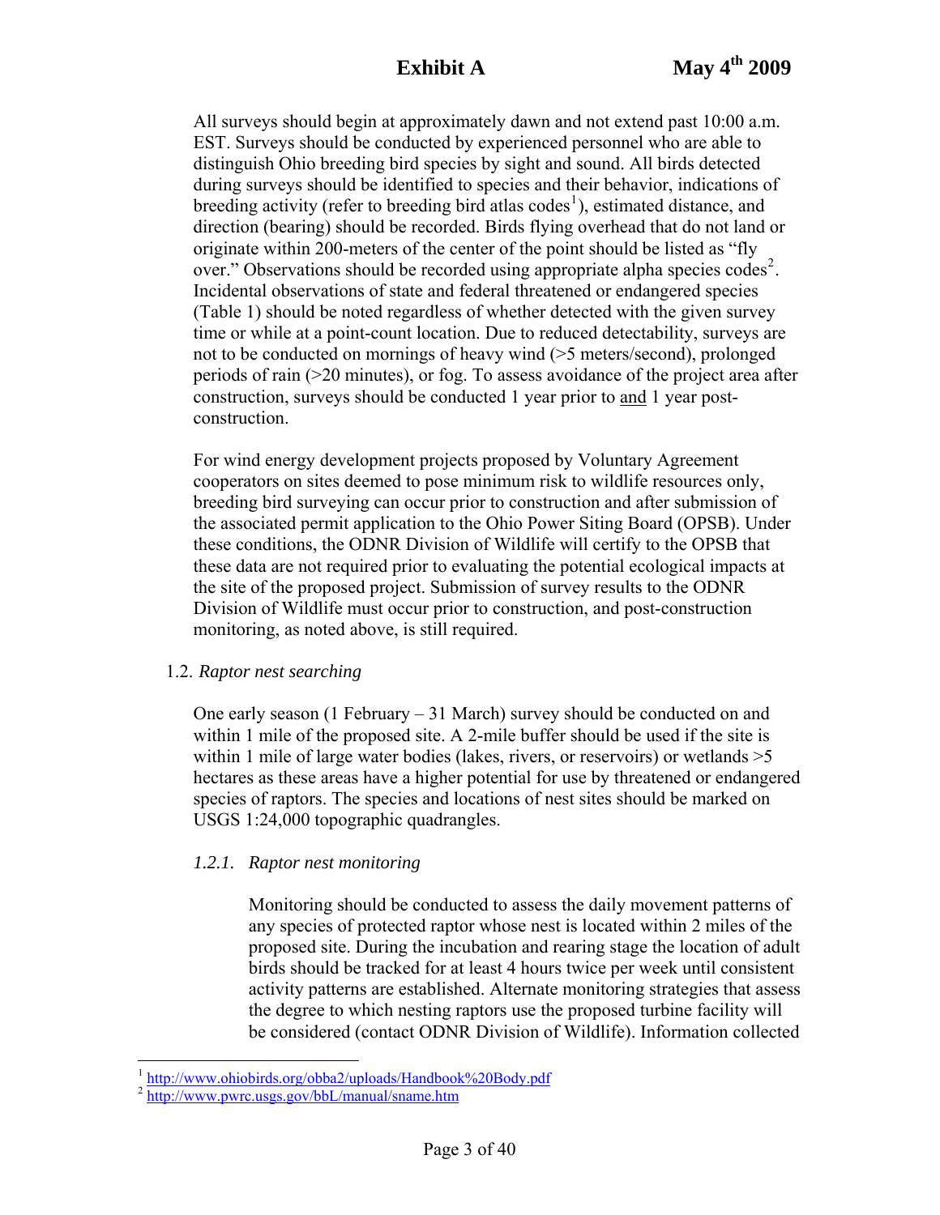All surveys should begin at approximately dawn and not extend past 10:00 a.m. EST. Surveys should be conducted by experienced personnel who are able to distinguish Ohio breeding bird species by sight and sound. All birds detected during surveys should be identified to species and their behavior, indications of breeding activity (refer to breeding bird atlas codes[1]), estimated distance, and direction (bearing) should be recorded. Birds flying overhead that do not land or originate within 200-meters of the center of the point should be listed as "fly over." Observations should be recorded using appropriate alpha species codes[2]. Incidental observations of state and federal threatened or endangered species (Table 1) should be noted regardless of whether detected with the given survey time or while at a point-count location. Due to reduced detectability, surveys are not to be conducted on mornings of heavy wind (>5 meters/second), prolonged periods of rain (>20 minutes), or fog. To assess avoidance of the project area after construction, surveys should be conducted 1 year prior to <u>and</u> 1 year post-construction.

For wind energy development projects proposed by Voluntary Agreement cooperators on sites deemed to pose minimum risk to wildlife resources only, breeding bird surveying can occur prior to construction and after submission of the associated permit application to the Ohio Power Siting Board (OPSB). Under these conditions, the ODNR Division of Wildlife will certify to the OPSB that these data are not required prior to evaluating the potential ecological impacts at the site of the proposed project. Submission of survey results to the ODNR Division of Wildlife must occur prior to construction, and post-construction monitoring, as noted above, is still required.

### 1.2. *Raptor nest searching*

One early season (1 February – 31 March) survey should be conducted on and within 1 mile of the proposed site. A 2-mile buffer should be used if the site is within 1 mile of large water bodies (lakes, rivers, or reservoirs) or wetlands >5 hectares as these areas have a higher potential for use by threatened or endangered species of raptors. The species and locations of nest sites should be marked on USGS 1:24,000 topographic quadrangles.

#### *1.2.1. Raptor nest monitoring*

Monitoring should be conducted to assess the daily movement patterns of any species of protected raptor whose nest is located within 2 miles of the proposed site. During the incubation and rearing stage the location of adult birds should be tracked for at least 4 hours twice per week until consistent activity patterns are established. Alternate monitoring strategies that assess the degree to which nesting raptors use the proposed turbine facility will be considered (contact ODNR Division of Wildlife). Information collected

---

[1] http://www.ohiobirds.org/obba2/uploads/Handbook%20Body.pdf

[2] http://www.pwrc.usgs.gov/bbL/manual/sname.htm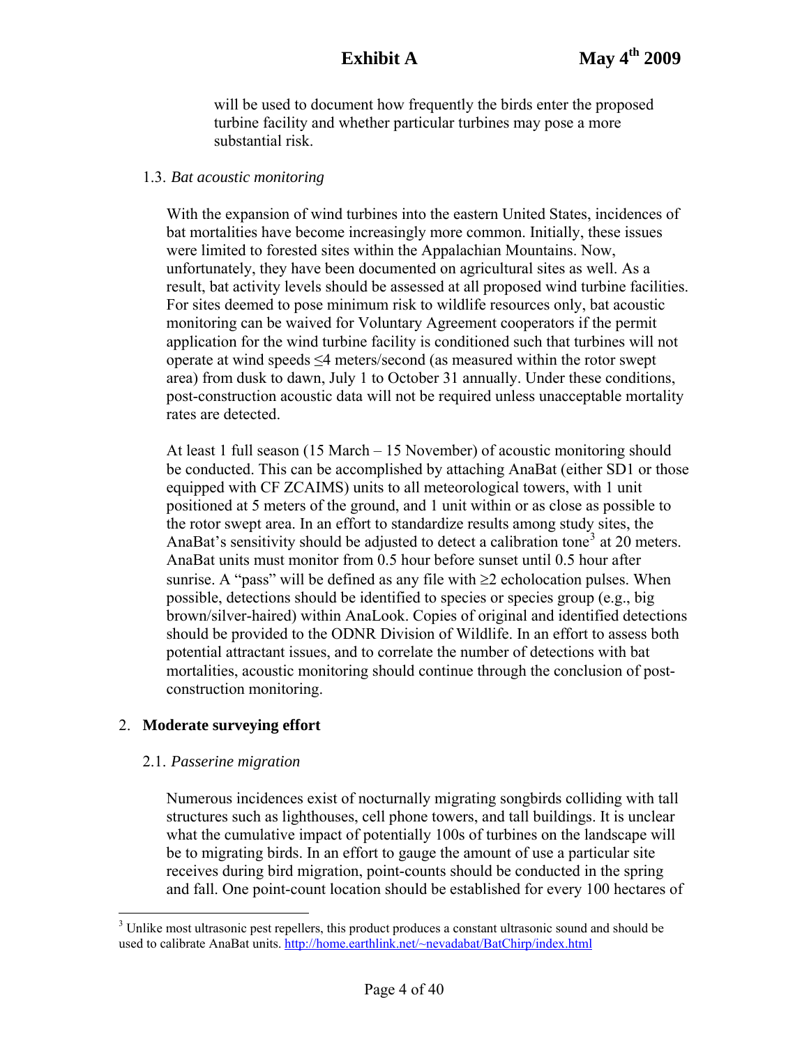will be used to document how frequently the birds enter the proposed turbine facility and whether particular turbines may pose a more substantial risk.

### 1.3. *Bat acoustic monitoring*

With the expansion of wind turbines into the eastern United States, incidences of bat mortalities have become increasingly more common. Initially, these issues were limited to forested sites within the Appalachian Mountains. Now, unfortunately, they have been documented on agricultural sites as well. As a result, bat activity levels should be assessed at all proposed wind turbine facilities. For sites deemed to pose minimum risk to wildlife resources only, bat acoustic monitoring can be waived for Voluntary Agreement cooperators if the permit application for the wind turbine facility is conditioned such that turbines will not operate at wind speeds $\leq$4 meters/second (as measured within the rotor swept area) from dusk to dawn, July 1 to October 31 annually. Under these conditions, post-construction acoustic data will not be required unless unacceptable mortality rates are detected.

At least 1 full season (15 March – 15 November) of acoustic monitoring should be conducted. This can be accomplished by attaching AnaBat (either SD1 or those equipped with CF ZCAIMS) units to all meteorological towers, with 1 unit positioned at 5 meters of the ground, and 1 unit within or as close as possible to the rotor swept area. In an effort to standardize results among study sites, the AnaBat's sensitivity should be adjusted to detect a calibration tone[3] at 20 meters. AnaBat units must monitor from 0.5 hour before sunset until 0.5 hour after sunrise. A "pass" will be defined as any file with $\geq$2 echolocation pulses. When possible, detections should be identified to species or species group (e.g., big brown/silver-haired) within AnaLook. Copies of original and identified detections should be provided to the ODNR Division of Wildlife. In an effort to assess both potential attractant issues, and to correlate the number of detections with bat mortalities, acoustic monitoring should continue through the conclusion of post-construction monitoring.

## 2. **Moderate surveying effort**

### 2.1. *Passerine migration*

Numerous incidences exist of nocturnally migrating songbirds colliding with tall structures such as lighthouses, cell phone towers, and tall buildings. It is unclear what the cumulative impact of potentially 100s of turbines on the landscape will be to migrating birds. In an effort to gauge the amount of use a particular site receives during bird migration, point-counts should be conducted in the spring and fall. One point-count location should be established for every 100 hectares of

---

[3] Unlike most ultrasonic pest repellers, this product produces a constant ultrasonic sound and should be used to calibrate AnaBat units. http://home.earthlink.net/~nevadabat/BatChirp/index.html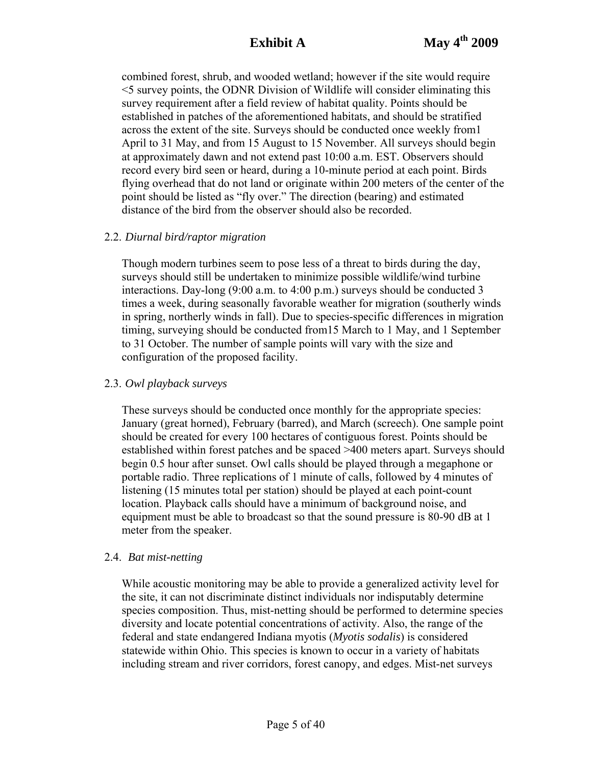combined forest, shrub, and wooded wetland; however if the site would require <5 survey points, the ODNR Division of Wildlife will consider eliminating this survey requirement after a field review of habitat quality. Points should be established in patches of the aforementioned habitats, and should be stratified across the extent of the site. Surveys should be conducted once weekly from1 April to 31 May, and from 15 August to 15 November. All surveys should begin at approximately dawn and not extend past 10:00 a.m. EST. Observers should record every bird seen or heard, during a 10-minute period at each point. Birds flying overhead that do not land or originate within 200 meters of the center of the point should be listed as "fly over." The direction (bearing) and estimated distance of the bird from the observer should also be recorded.

2.2. *Diurnal bird/raptor migration*

Though modern turbines seem to pose less of a threat to birds during the day, surveys should still be undertaken to minimize possible wildlife/wind turbine interactions. Day-long (9:00 a.m. to 4:00 p.m.) surveys should be conducted 3 times a week, during seasonally favorable weather for migration (southerly winds in spring, northerly winds in fall). Due to species-specific differences in migration timing, surveying should be conducted from15 March to 1 May, and 1 September to 31 October. The number of sample points will vary with the size and configuration of the proposed facility.

2.3. *Owl playback surveys*

These surveys should be conducted once monthly for the appropriate species: January (great horned), February (barred), and March (screech). One sample point should be created for every 100 hectares of contiguous forest. Points should be established within forest patches and be spaced >400 meters apart. Surveys should begin 0.5 hour after sunset. Owl calls should be played through a megaphone or portable radio. Three replications of 1 minute of calls, followed by 4 minutes of listening (15 minutes total per station) should be played at each point-count location. Playback calls should have a minimum of background noise, and equipment must be able to broadcast so that the sound pressure is 80-90 dB at 1 meter from the speaker.

2.4. *Bat mist-netting*

While acoustic monitoring may be able to provide a generalized activity level for the site, it can not discriminate distinct individuals nor indisputably determine species composition. Thus, mist-netting should be performed to determine species diversity and locate potential concentrations of activity. Also, the range of the federal and state endangered Indiana myotis (*Myotis sodalis*) is considered statewide within Ohio. This species is known to occur in a variety of habitats including stream and river corridors, forest canopy, and edges. Mist-net surveys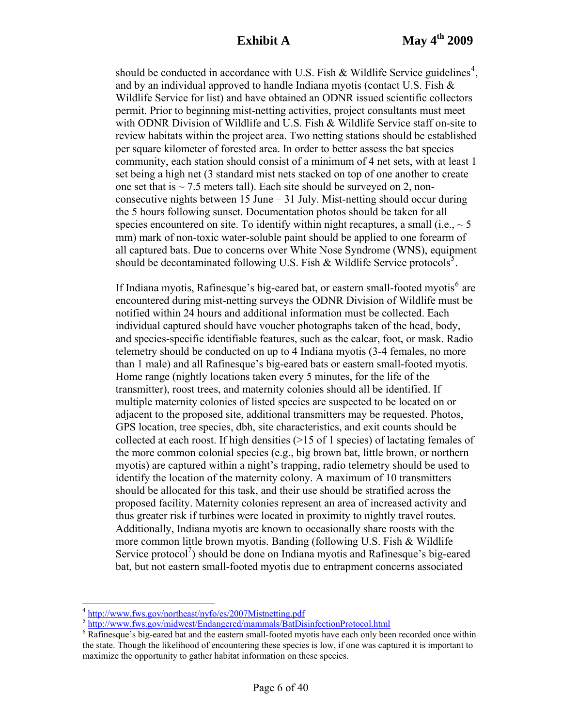should be conducted in accordance with U.S. Fish & Wildlife Service guidelines[4], and by an individual approved to handle Indiana myotis (contact U.S. Fish & Wildlife Service for list) and have obtained an ODNR issued scientific collectors permit. Prior to beginning mist-netting activities, project consultants must meet with ODNR Division of Wildlife and U.S. Fish & Wildlife Service staff on-site to review habitats within the project area. Two netting stations should be established per square kilometer of forested area. In order to better assess the bat species community, each station should consist of a minimum of 4 net sets, with at least 1 set being a high net (3 standard mist nets stacked on top of one another to create one set that is ~ 7.5 meters tall). Each site should be surveyed on 2, non-consecutive nights between 15 June – 31 July. Mist-netting should occur during the 5 hours following sunset. Documentation photos should be taken for all species encountered on site. To identify within night recaptures, a small (i.e., ~ 5 mm) mark of non-toxic water-soluble paint should be applied to one forearm of all captured bats. Due to concerns over White Nose Syndrome (WNS), equipment should be decontaminated following U.S. Fish & Wildlife Service protocols[5].

If Indiana myotis, Rafinesque's big-eared bat, or eastern small-footed myotis[6] are encountered during mist-netting surveys the ODNR Division of Wildlife must be notified within 24 hours and additional information must be collected. Each individual captured should have voucher photographs taken of the head, body, and species-specific identifiable features, such as the calcar, foot, or mask. Radio telemetry should be conducted on up to 4 Indiana myotis (3-4 females, no more than 1 male) and all Rafinesque's big-eared bats or eastern small-footed myotis. Home range (nightly locations taken every 5 minutes, for the life of the transmitter), roost trees, and maternity colonies should all be identified. If multiple maternity colonies of listed species are suspected to be located on or adjacent to the proposed site, additional transmitters may be requested. Photos, GPS location, tree species, dbh, site characteristics, and exit counts should be collected at each roost. If high densities (>15 of 1 species) of lactating females of the more common colonial species (e.g., big brown bat, little brown, or northern myotis) are captured within a night's trapping, radio telemetry should be used to identify the location of the maternity colony. A maximum of 10 transmitters should be allocated for this task, and their use should be stratified across the proposed facility. Maternity colonies represent an area of increased activity and thus greater risk if turbines were located in proximity to nightly travel routes. Additionally, Indiana myotis are known to occasionally share roosts with the more common little brown myotis. Banding (following U.S. Fish & Wildlife Service protocol[7]) should be done on Indiana myotis and Rafinesque's big-eared bat, but not eastern small-footed myotis due to entrapment concerns associated

[4] http://www.fws.gov/northeast/nyfo/es/2007Mistnetting.pdf

[5] http://www.fws.gov/midwest/Endangered/mammals/BatDisinfectionProtocol.html

[6] Rafinesque's big-eared bat and the eastern small-footed myotis have each only been recorded once within the state. Though the likelihood of encountering these species is low, if one was captured it is important to maximize the opportunity to gather habitat information on these species.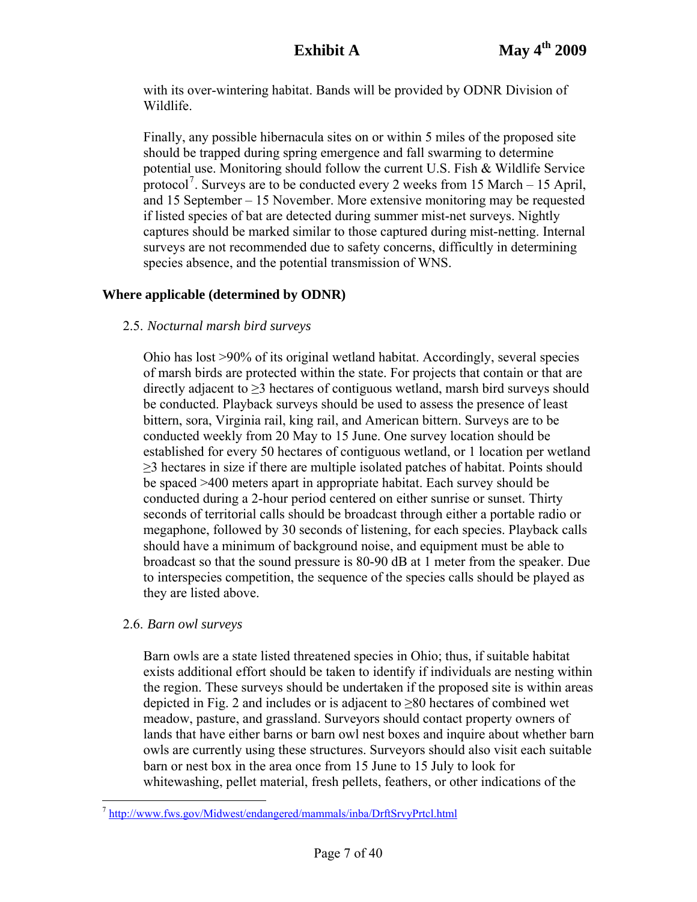with its over-wintering habitat. Bands will be provided by ODNR Division of Wildlife.

Finally, any possible hibernacula sites on or within 5 miles of the proposed site should be trapped during spring emergence and fall swarming to determine potential use. Monitoring should follow the current U.S. Fish & Wildlife Service protocol[7]. Surveys are to be conducted every 2 weeks from 15 March – 15 April, and 15 September – 15 November. More extensive monitoring may be requested if listed species of bat are detected during summer mist-net surveys. Nightly captures should be marked similar to those captured during mist-netting. Internal surveys are not recommended due to safety concerns, difficultly in determining species absence, and the potential transmission of WNS.

**Where applicable (determined by ODNR)**

2.5. *Nocturnal marsh bird surveys*

Ohio has lost >90% of its original wetland habitat. Accordingly, several species of marsh birds are protected within the state. For projects that contain or that are directly adjacent to ≥3 hectares of contiguous wetland, marsh bird surveys should be conducted. Playback surveys should be used to assess the presence of least bittern, sora, Virginia rail, king rail, and American bittern. Surveys are to be conducted weekly from 20 May to 15 June. One survey location should be established for every 50 hectares of contiguous wetland, or 1 location per wetland ≥3 hectares in size if there are multiple isolated patches of habitat. Points should be spaced >400 meters apart in appropriate habitat. Each survey should be conducted during a 2-hour period centered on either sunrise or sunset. Thirty seconds of territorial calls should be broadcast through either a portable radio or megaphone, followed by 30 seconds of listening, for each species. Playback calls should have a minimum of background noise, and equipment must be able to broadcast so that the sound pressure is 80-90 dB at 1 meter from the speaker. Due to interspecies competition, the sequence of the species calls should be played as they are listed above.

2.6. *Barn owl surveys*

Barn owls are a state listed threatened species in Ohio; thus, if suitable habitat exists additional effort should be taken to identify if individuals are nesting within the region. These surveys should be undertaken if the proposed site is within areas depicted in Fig. 2 and includes or is adjacent to ≥80 hectares of combined wet meadow, pasture, and grassland. Surveyors should contact property owners of lands that have either barns or barn owl nest boxes and inquire about whether barn owls are currently using these structures. Surveyors should also visit each suitable barn or nest box in the area once from 15 June to 15 July to look for whitewashing, pellet material, fresh pellets, feathers, or other indications of the

---

[7] http://www.fws.gov/Midwest/endangered/mammals/inba/DrftSrvyPrtcl.html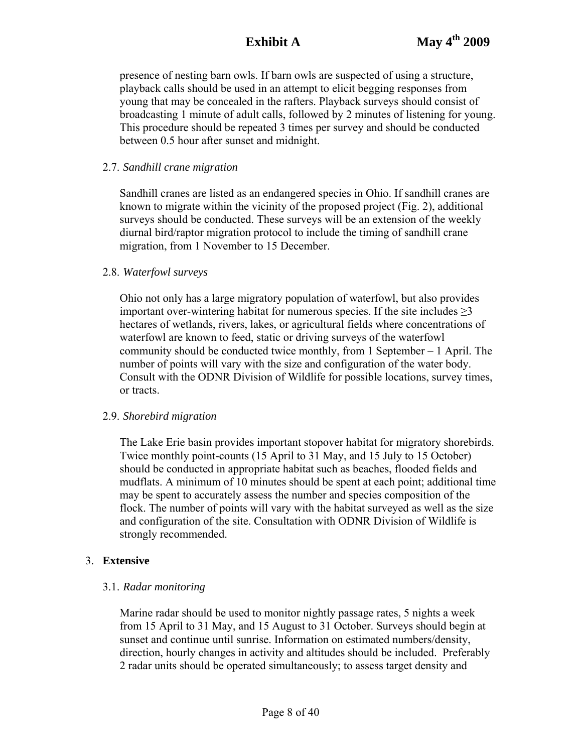presence of nesting barn owls. If barn owls are suspected of using a structure, playback calls should be used in an attempt to elicit begging responses from young that may be concealed in the rafters. Playback surveys should consist of broadcasting 1 minute of adult calls, followed by 2 minutes of listening for young. This procedure should be repeated 3 times per survey and should be conducted between 0.5 hour after sunset and midnight.

2.7. *Sandhill crane migration*

Sandhill cranes are listed as an endangered species in Ohio. If sandhill cranes are known to migrate within the vicinity of the proposed project (Fig. 2), additional surveys should be conducted. These surveys will be an extension of the weekly diurnal bird/raptor migration protocol to include the timing of sandhill crane migration, from 1 November to 15 December.

2.8. *Waterfowl surveys*

Ohio not only has a large migratory population of waterfowl, but also provides important over-wintering habitat for numerous species. If the site includes ≥3 hectares of wetlands, rivers, lakes, or agricultural fields where concentrations of waterfowl are known to feed, static or driving surveys of the waterfowl community should be conducted twice monthly, from 1 September – 1 April. The number of points will vary with the size and configuration of the water body. Consult with the ODNR Division of Wildlife for possible locations, survey times, or tracts.

2.9. *Shorebird migration*

The Lake Erie basin provides important stopover habitat for migratory shorebirds. Twice monthly point-counts (15 April to 31 May, and 15 July to 15 October) should be conducted in appropriate habitat such as beaches, flooded fields and mudflats. A minimum of 10 minutes should be spent at each point; additional time may be spent to accurately assess the number and species composition of the flock. The number of points will vary with the habitat surveyed as well as the size and configuration of the site. Consultation with ODNR Division of Wildlife is strongly recommended.

3. **Extensive**

3.1. *Radar monitoring*

Marine radar should be used to monitor nightly passage rates, 5 nights a week from 15 April to 31 May, and 15 August to 31 October. Surveys should begin at sunset and continue until sunrise. Information on estimated numbers/density, direction, hourly changes in activity and altitudes should be included. Preferably 2 radar units should be operated simultaneously; to assess target density and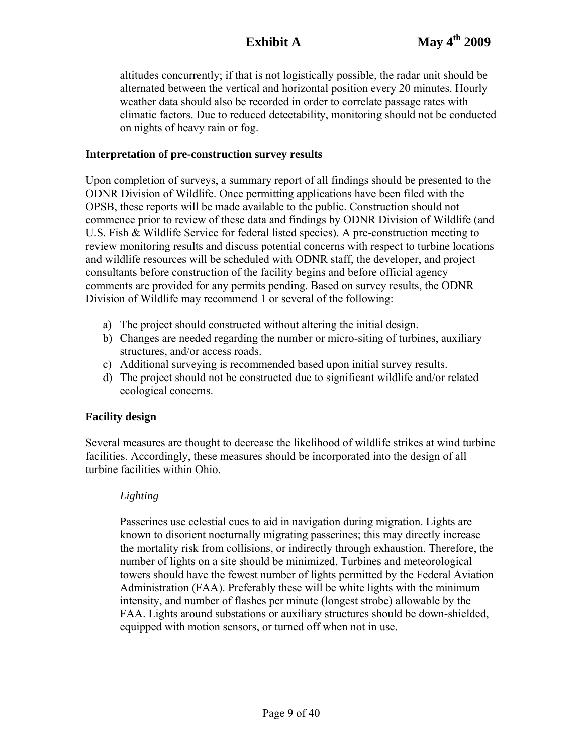altitudes concurrently; if that is not logistically possible, the radar unit should be alternated between the vertical and horizontal position every 20 minutes. Hourly weather data should also be recorded in order to correlate passage rates with climatic factors. Due to reduced detectability, monitoring should not be conducted on nights of heavy rain or fog.

**Interpretation of pre-construction survey results**

Upon completion of surveys, a summary report of all findings should be presented to the ODNR Division of Wildlife. Once permitting applications have been filed with the OPSB, these reports will be made available to the public. Construction should not commence prior to review of these data and findings by ODNR Division of Wildlife (and U.S. Fish & Wildlife Service for federal listed species). A pre-construction meeting to review monitoring results and discuss potential concerns with respect to turbine locations and wildlife resources will be scheduled with ODNR staff, the developer, and project consultants before construction of the facility begins and before official agency comments are provided for any permits pending. Based on survey results, the ODNR Division of Wildlife may recommend 1 or several of the following:

a) The project should constructed without altering the initial design.
b) Changes are needed regarding the number or micro-siting of turbines, auxiliary structures, and/or access roads.
c) Additional surveying is recommended based upon initial survey results.
d) The project should not be constructed due to significant wildlife and/or related ecological concerns.

**Facility design**

Several measures are thought to decrease the likelihood of wildlife strikes at wind turbine facilities. Accordingly, these measures should be incorporated into the design of all turbine facilities within Ohio.

*Lighting*

Passerines use celestial cues to aid in navigation during migration. Lights are known to disorient nocturnally migrating passerines; this may directly increase the mortality risk from collisions, or indirectly through exhaustion. Therefore, the number of lights on a site should be minimized. Turbines and meteorological towers should have the fewest number of lights permitted by the Federal Aviation Administration (FAA). Preferably these will be white lights with the minimum intensity, and number of flashes per minute (longest strobe) allowable by the FAA. Lights around substations or auxiliary structures should be down-shielded, equipped with motion sensors, or turned off when not in use.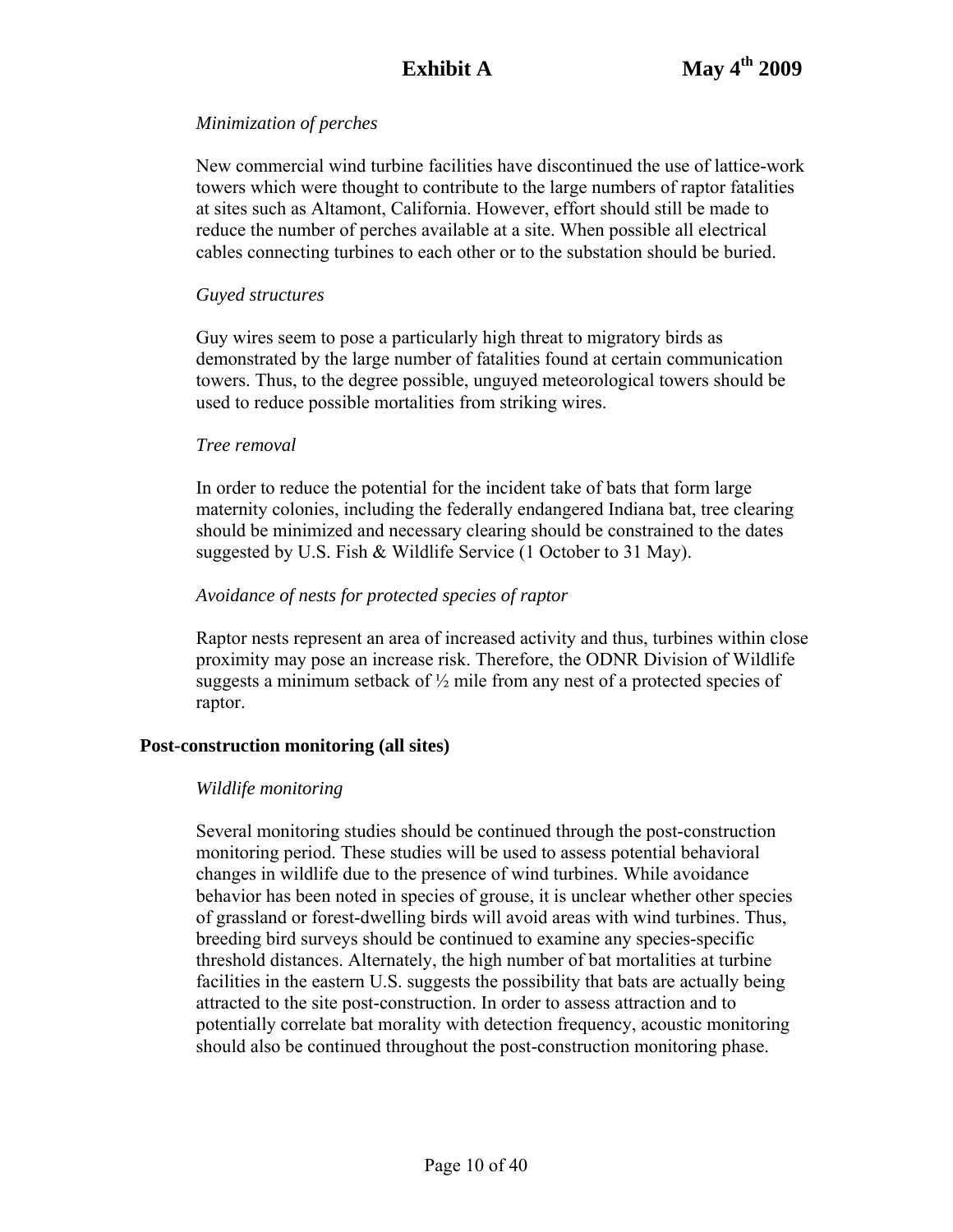*Minimization of perches*

New commercial wind turbine facilities have discontinued the use of lattice-work towers which were thought to contribute to the large numbers of raptor fatalities at sites such as Altamont, California. However, effort should still be made to reduce the number of perches available at a site. When possible all electrical cables connecting turbines to each other or to the substation should be buried.

*Guyed structures*

Guy wires seem to pose a particularly high threat to migratory birds as demonstrated by the large number of fatalities found at certain communication towers. Thus, to the degree possible, unguyed meteorological towers should be used to reduce possible mortalities from striking wires.

*Tree removal*

In order to reduce the potential for the incident take of bats that form large maternity colonies, including the federally endangered Indiana bat, tree clearing should be minimized and necessary clearing should be constrained to the dates suggested by U.S. Fish & Wildlife Service (1 October to 31 May).

*Avoidance of nests for protected species of raptor*

Raptor nests represent an area of increased activity and thus, turbines within close proximity may pose an increase risk. Therefore, the ODNR Division of Wildlife suggests a minimum setback of ½ mile from any nest of a protected species of raptor.

**Post-construction monitoring (all sites)**

*Wildlife monitoring*

Several monitoring studies should be continued through the post-construction monitoring period. These studies will be used to assess potential behavioral changes in wildlife due to the presence of wind turbines. While avoidance behavior has been noted in species of grouse, it is unclear whether other species of grassland or forest-dwelling birds will avoid areas with wind turbines. Thus, breeding bird surveys should be continued to examine any species-specific threshold distances. Alternately, the high number of bat mortalities at turbine facilities in the eastern U.S. suggests the possibility that bats are actually being attracted to the site post-construction. In order to assess attraction and to potentially correlate bat morality with detection frequency, acoustic monitoring should also be continued throughout the post-construction monitoring phase.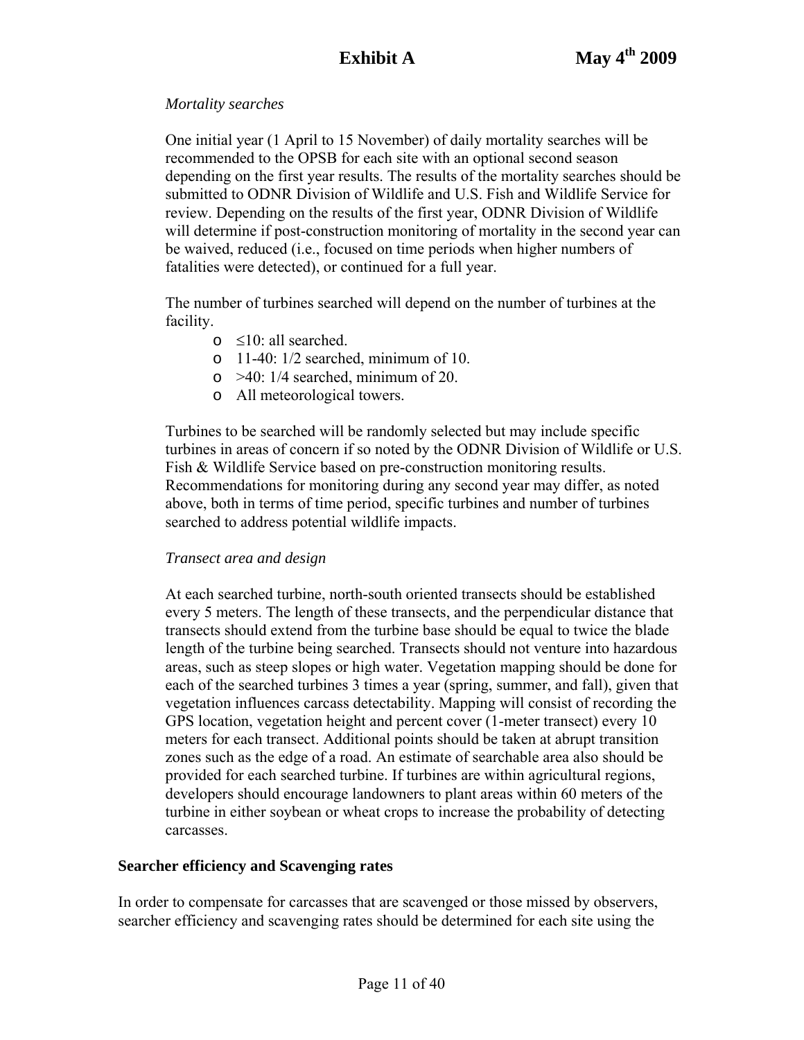*Mortality searches*

One initial year (1 April to 15 November) of daily mortality searches will be recommended to the OPSB for each site with an optional second season depending on the first year results. The results of the mortality searches should be submitted to ODNR Division of Wildlife and U.S. Fish and Wildlife Service for review. Depending on the results of the first year, ODNR Division of Wildlife will determine if post-construction monitoring of mortality in the second year can be waived, reduced (i.e., focused on time periods when higher numbers of fatalities were detected), or continued for a full year.

The number of turbines searched will depend on the number of turbines at the facility.

- ≤10: all searched.
- 11-40: 1/2 searched, minimum of 10.
- >40: 1/4 searched, minimum of 20.
- All meteorological towers.

Turbines to be searched will be randomly selected but may include specific turbines in areas of concern if so noted by the ODNR Division of Wildlife or U.S. Fish & Wildlife Service based on pre-construction monitoring results. Recommendations for monitoring during any second year may differ, as noted above, both in terms of time period, specific turbines and number of turbines searched to address potential wildlife impacts.

*Transect area and design*

At each searched turbine, north-south oriented transects should be established every 5 meters. The length of these transects, and the perpendicular distance that transects should extend from the turbine base should be equal to twice the blade length of the turbine being searched. Transects should not venture into hazardous areas, such as steep slopes or high water. Vegetation mapping should be done for each of the searched turbines 3 times a year (spring, summer, and fall), given that vegetation influences carcass detectability. Mapping will consist of recording the GPS location, vegetation height and percent cover (1-meter transect) every 10 meters for each transect. Additional points should be taken at abrupt transition zones such as the edge of a road. An estimate of searchable area also should be provided for each searched turbine. If turbines are within agricultural regions, developers should encourage landowners to plant areas within 60 meters of the turbine in either soybean or wheat crops to increase the probability of detecting carcasses.

**Searcher efficiency and Scavenging rates**

In order to compensate for carcasses that are scavenged or those missed by observers, searcher efficiency and scavenging rates should be determined for each site using the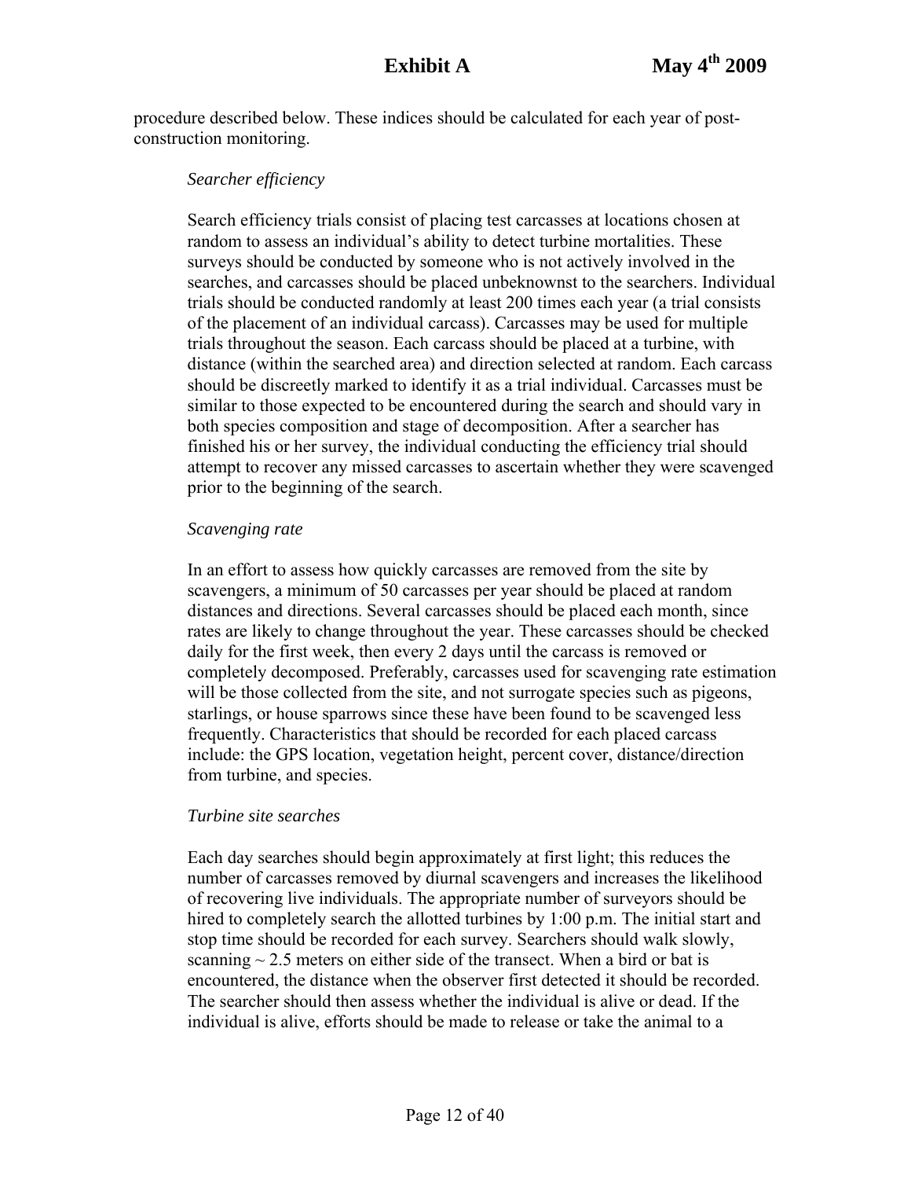procedure described below. These indices should be calculated for each year of post-construction monitoring.

*Searcher efficiency*

Search efficiency trials consist of placing test carcasses at locations chosen at random to assess an individual's ability to detect turbine mortalities. These surveys should be conducted by someone who is not actively involved in the searches, and carcasses should be placed unbeknownst to the searchers. Individual trials should be conducted randomly at least 200 times each year (a trial consists of the placement of an individual carcass). Carcasses may be used for multiple trials throughout the season. Each carcass should be placed at a turbine, with distance (within the searched area) and direction selected at random. Each carcass should be discreetly marked to identify it as a trial individual. Carcasses must be similar to those expected to be encountered during the search and should vary in both species composition and stage of decomposition. After a searcher has finished his or her survey, the individual conducting the efficiency trial should attempt to recover any missed carcasses to ascertain whether they were scavenged prior to the beginning of the search.

*Scavenging rate*

In an effort to assess how quickly carcasses are removed from the site by scavengers, a minimum of 50 carcasses per year should be placed at random distances and directions. Several carcasses should be placed each month, since rates are likely to change throughout the year. These carcasses should be checked daily for the first week, then every 2 days until the carcass is removed or completely decomposed. Preferably, carcasses used for scavenging rate estimation will be those collected from the site, and not surrogate species such as pigeons, starlings, or house sparrows since these have been found to be scavenged less frequently. Characteristics that should be recorded for each placed carcass include: the GPS location, vegetation height, percent cover, distance/direction from turbine, and species.

*Turbine site searches*

Each day searches should begin approximately at first light; this reduces the number of carcasses removed by diurnal scavengers and increases the likelihood of recovering live individuals. The appropriate number of surveyors should be hired to completely search the allotted turbines by 1:00 p.m. The initial start and stop time should be recorded for each survey. Searchers should walk slowly, scanning ~ 2.5 meters on either side of the transect. When a bird or bat is encountered, the distance when the observer first detected it should be recorded. The searcher should then assess whether the individual is alive or dead. If the individual is alive, efforts should be made to release or take the animal to a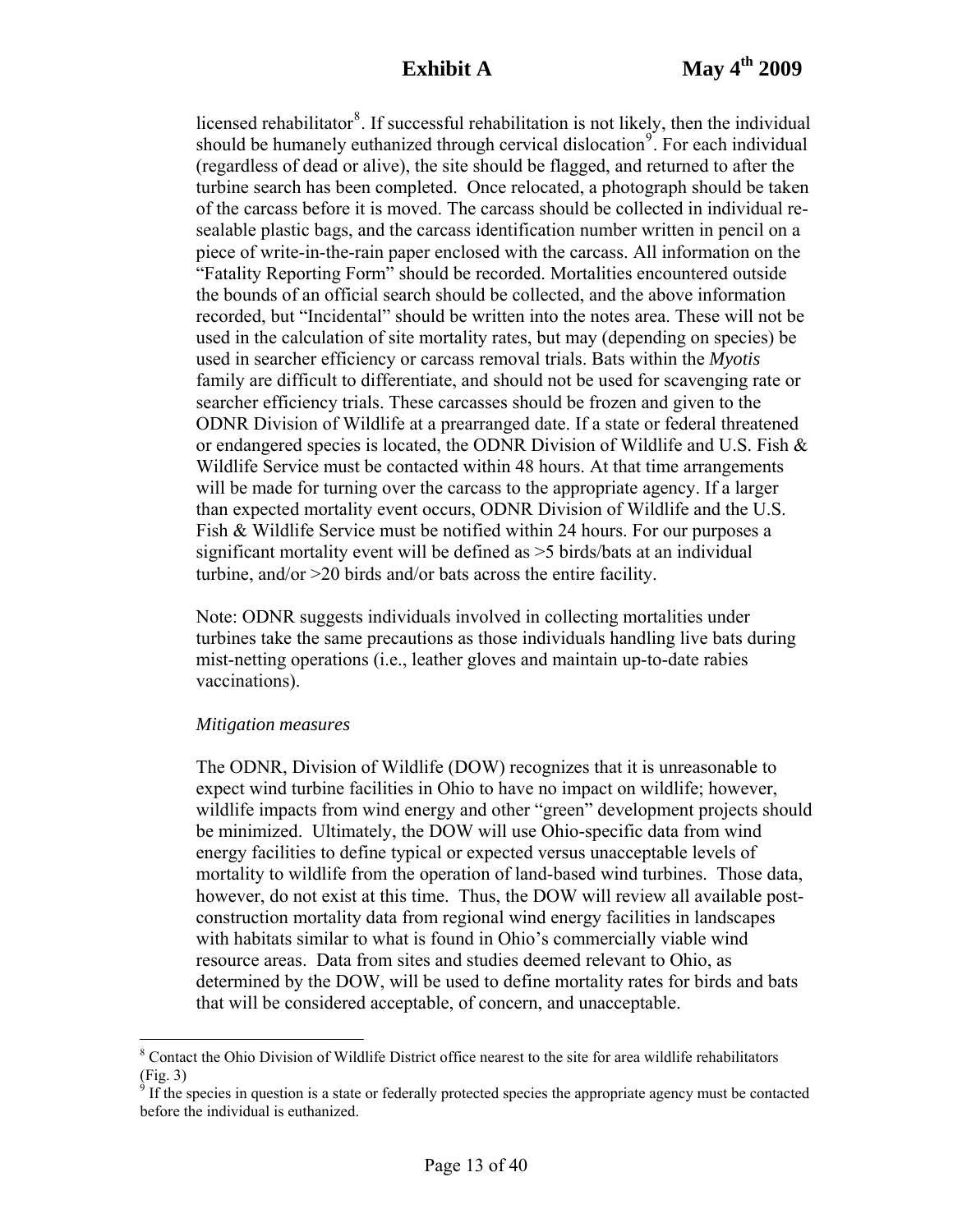licensed rehabilitator[8]. If successful rehabilitation is not likely, then the individual should be humanely euthanized through cervical dislocation[9]. For each individual (regardless of dead or alive), the site should be flagged, and returned to after the turbine search has been completed. Once relocated, a photograph should be taken of the carcass before it is moved. The carcass should be collected in individual re-sealable plastic bags, and the carcass identification number written in pencil on a piece of write-in-the-rain paper enclosed with the carcass. All information on the "Fatality Reporting Form" should be recorded. Mortalities encountered outside the bounds of an official search should be collected, and the above information recorded, but "Incidental" should be written into the notes area. These will not be used in the calculation of site mortality rates, but may (depending on species) be used in searcher efficiency or carcass removal trials. Bats within the *Myotis* family are difficult to differentiate, and should not be used for scavenging rate or searcher efficiency trials. These carcasses should be frozen and given to the ODNR Division of Wildlife at a prearranged date. If a state or federal threatened or endangered species is located, the ODNR Division of Wildlife and U.S. Fish & Wildlife Service must be contacted within 48 hours. At that time arrangements will be made for turning over the carcass to the appropriate agency. If a larger than expected mortality event occurs, ODNR Division of Wildlife and the U.S. Fish & Wildlife Service must be notified within 24 hours. For our purposes a significant mortality event will be defined as >5 birds/bats at an individual turbine, and/or >20 birds and/or bats across the entire facility.

Note: ODNR suggests individuals involved in collecting mortalities under turbines take the same precautions as those individuals handling live bats during mist-netting operations (i.e., leather gloves and maintain up-to-date rabies vaccinations).

*Mitigation measures*

The ODNR, Division of Wildlife (DOW) recognizes that it is unreasonable to expect wind turbine facilities in Ohio to have no impact on wildlife; however, wildlife impacts from wind energy and other "green" development projects should be minimized. Ultimately, the DOW will use Ohio-specific data from wind energy facilities to define typical or expected versus unacceptable levels of mortality to wildlife from the operation of land-based wind turbines. Those data, however, do not exist at this time. Thus, the DOW will review all available post-construction mortality data from regional wind energy facilities in landscapes with habitats similar to what is found in Ohio's commercially viable wind resource areas. Data from sites and studies deemed relevant to Ohio, as determined by the DOW, will be used to define mortality rates for birds and bats that will be considered acceptable, of concern, and unacceptable.

---

[8] Contact the Ohio Division of Wildlife District office nearest to the site for area wildlife rehabilitators (Fig. 3)

[9] If the species in question is a state or federally protected species the appropriate agency must be contacted before the individual is euthanized.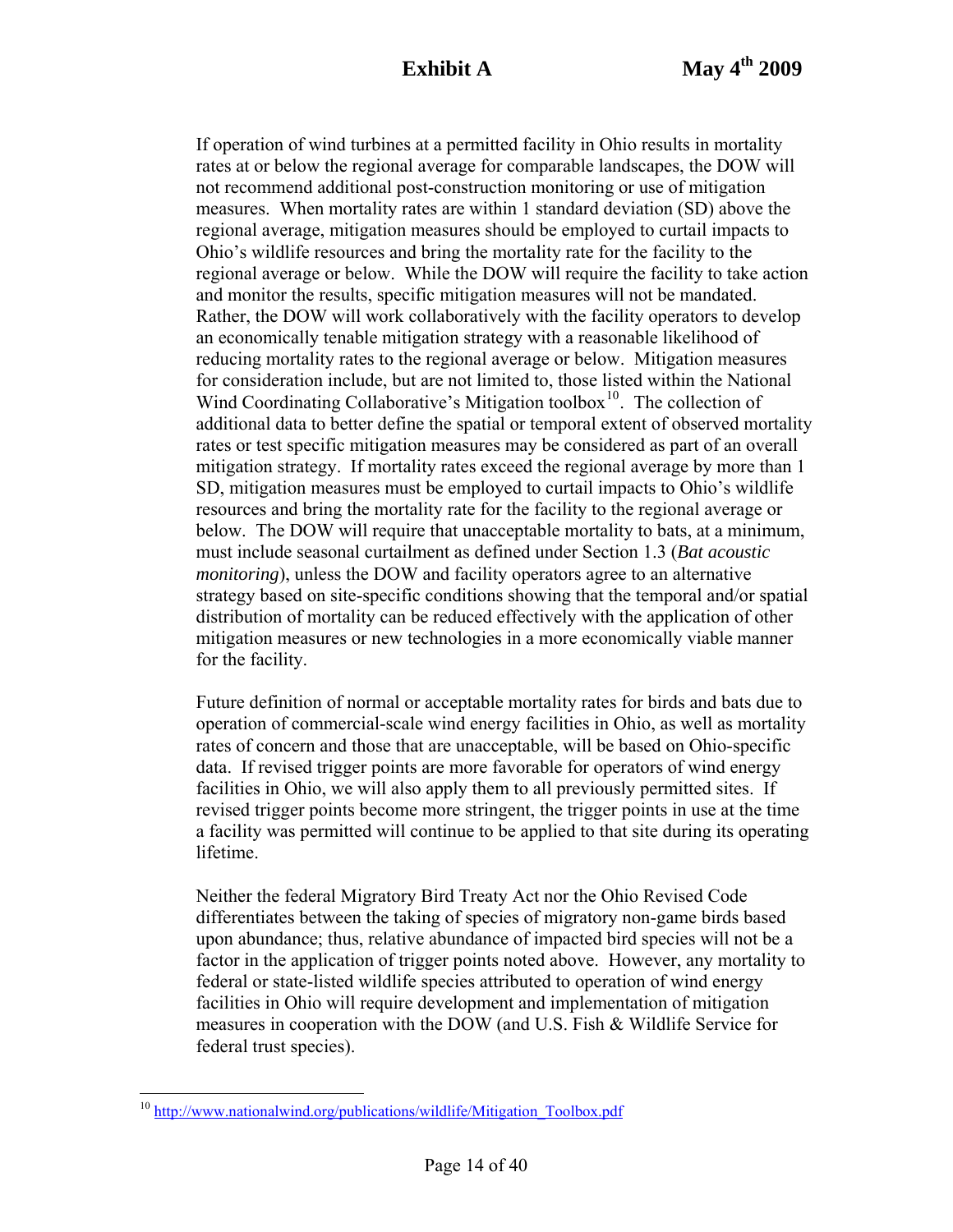If operation of wind turbines at a permitted facility in Ohio results in mortality rates at or below the regional average for comparable landscapes, the DOW will not recommend additional post-construction monitoring or use of mitigation measures. When mortality rates are within 1 standard deviation (SD) above the regional average, mitigation measures should be employed to curtail impacts to Ohio's wildlife resources and bring the mortality rate for the facility to the regional average or below. While the DOW will require the facility to take action and monitor the results, specific mitigation measures will not be mandated. Rather, the DOW will work collaboratively with the facility operators to develop an economically tenable mitigation strategy with a reasonable likelihood of reducing mortality rates to the regional average or below. Mitigation measures for consideration include, but are not limited to, those listed within the National Wind Coordinating Collaborative's Mitigation toolbox[10]. The collection of additional data to better define the spatial or temporal extent of observed mortality rates or test specific mitigation measures may be considered as part of an overall mitigation strategy. If mortality rates exceed the regional average by more than 1 SD, mitigation measures must be employed to curtail impacts to Ohio's wildlife resources and bring the mortality rate for the facility to the regional average or below. The DOW will require that unacceptable mortality to bats, at a minimum, must include seasonal curtailment as defined under Section 1.3 (*Bat acoustic monitoring*), unless the DOW and facility operators agree to an alternative strategy based on site-specific conditions showing that the temporal and/or spatial distribution of mortality can be reduced effectively with the application of other mitigation measures or new technologies in a more economically viable manner for the facility.

Future definition of normal or acceptable mortality rates for birds and bats due to operation of commercial-scale wind energy facilities in Ohio, as well as mortality rates of concern and those that are unacceptable, will be based on Ohio-specific data. If revised trigger points are more favorable for operators of wind energy facilities in Ohio, we will also apply them to all previously permitted sites. If revised trigger points become more stringent, the trigger points in use at the time a facility was permitted will continue to be applied to that site during its operating lifetime.

Neither the federal Migratory Bird Treaty Act nor the Ohio Revised Code differentiates between the taking of species of migratory non-game birds based upon abundance; thus, relative abundance of impacted bird species will not be a factor in the application of trigger points noted above. However, any mortality to federal or state-listed wildlife species attributed to operation of wind energy facilities in Ohio will require development and implementation of mitigation measures in cooperation with the DOW (and U.S. Fish & Wildlife Service for federal trust species).

---

[10] http://www.nationalwind.org/publications/wildlife/Mitigation_Toolbox.pdf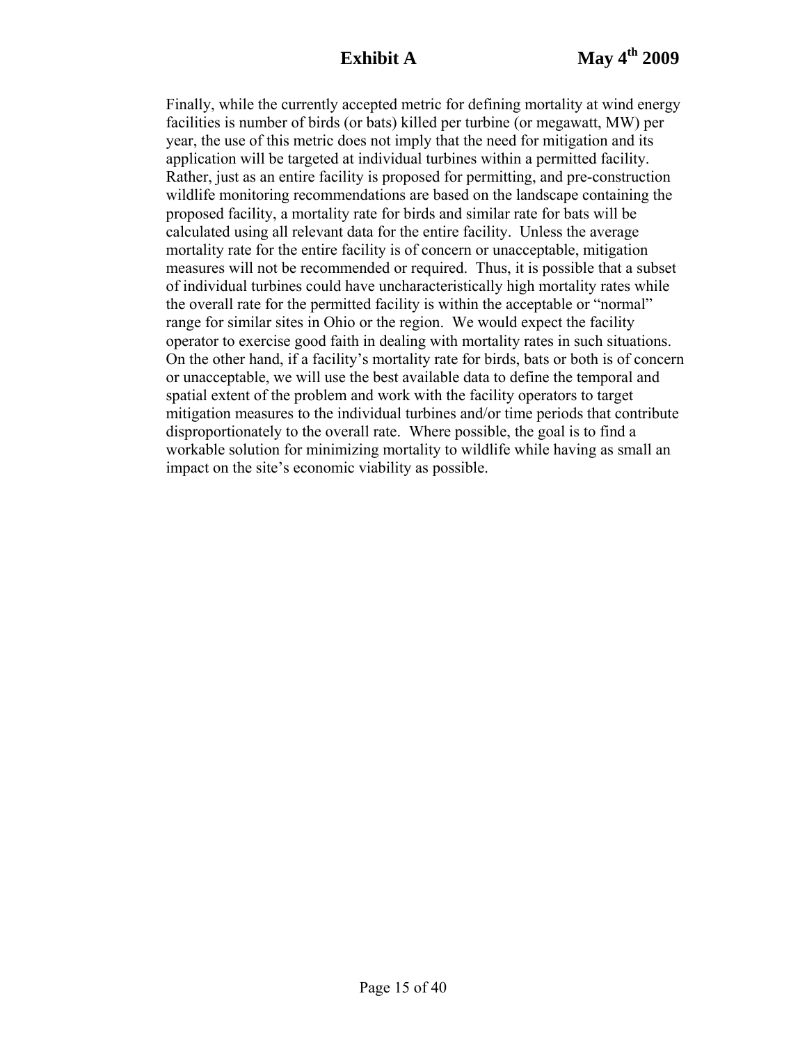Finally, while the currently accepted metric for defining mortality at wind energy facilities is number of birds (or bats) killed per turbine (or megawatt, MW) per year, the use of this metric does not imply that the need for mitigation and its application will be targeted at individual turbines within a permitted facility. Rather, just as an entire facility is proposed for permitting, and pre-construction wildlife monitoring recommendations are based on the landscape containing the proposed facility, a mortality rate for birds and similar rate for bats will be calculated using all relevant data for the entire facility. Unless the average mortality rate for the entire facility is of concern or unacceptable, mitigation measures will not be recommended or required. Thus, it is possible that a subset of individual turbines could have uncharacteristically high mortality rates while the overall rate for the permitted facility is within the acceptable or "normal" range for similar sites in Ohio or the region. We would expect the facility operator to exercise good faith in dealing with mortality rates in such situations. On the other hand, if a facility's mortality rate for birds, bats or both is of concern or unacceptable, we will use the best available data to define the temporal and spatial extent of the problem and work with the facility operators to target mitigation measures to the individual turbines and/or time periods that contribute disproportionately to the overall rate. Where possible, the goal is to find a workable solution for minimizing mortality to wildlife while having as small an impact on the site's economic viability as possible.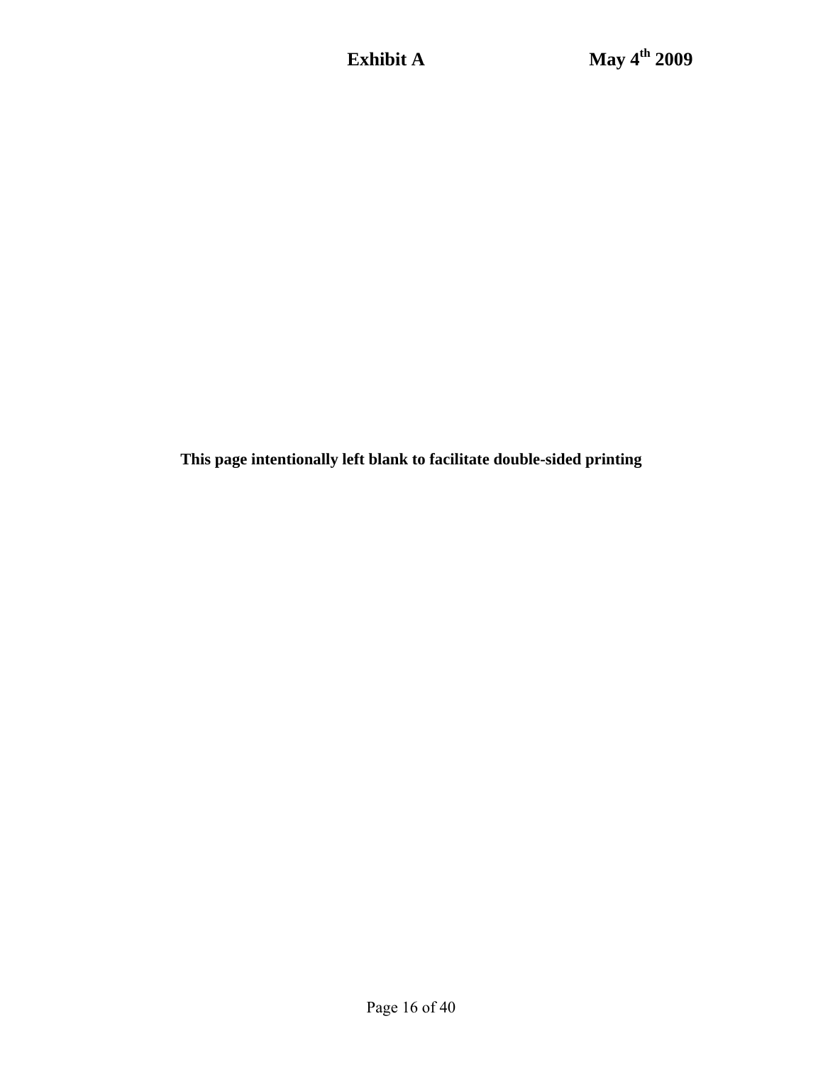**This page intentionally left blank to facilitate double-sided printing**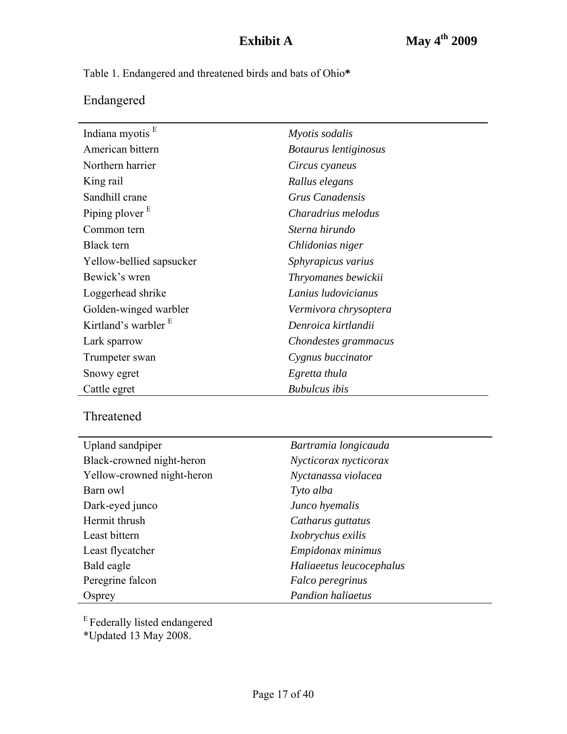**Exhibit A** **May 4th 2009**

Table 1. Endangered and threatened birds and bats of Ohio*

## Endangered

| | |
|---|---|
| Indiana myotis [E] | *Myotis sodalis* |
| American bittern | *Botaurus lentiginosus* |
| Northern harrier | *Circus cyaneus* |
| King rail | *Rallus elegans* |
| Sandhill crane | *Grus Canadensis* |
| Piping plover [E] | *Charadrius melodus* |
| Common tern | *Sterna hirundo* |
| Black tern | *Chlidonias niger* |
| Yellow-bellied sapsucker | *Sphyrapicus varius* |
| Bewick's wren | *Thryomanes bewickii* |
| Loggerhead shrike | *Lanius ludovicianus* |
| Golden-winged warbler | *Vermivora chrysoptera* |
| Kirtland's warbler [E] | *Denroica kirtlandii* |
| Lark sparrow | *Chondestes grammacus* |
| Trumpeter swan | *Cygnus buccinator* |
| Snowy egret | *Egretta thula* |
| Cattle egret | *Bubulcus ibis* |

## Threatened

| | |
|---|---|
| Upland sandpiper | *Bartramia longicauda* |
| Black-crowned night-heron | *Nycticorax nycticorax* |
| Yellow-crowned night-heron | *Nyctanassa violacea* |
| Barn owl | *Tyto alba* |
| Dark-eyed junco | *Junco hyemalis* |
| Hermit thrush | *Catharus guttatus* |
| Least bittern | *Ixobrychus exilis* |
| Least flycatcher | *Empidonax minimus* |
| Bald eagle | *Haliaeetus leucocephalus* |
| Peregrine falcon | *Falco peregrinus* |
| Osprey | *Pandion haliaetus* |

[E] Federally listed endangered

*Updated 13 May 2008.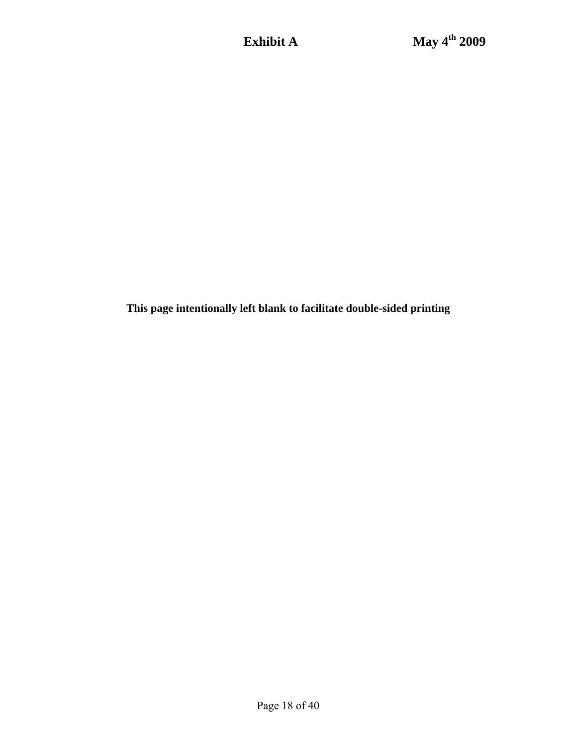**This page intentionally left blank to facilitate double-sided printing**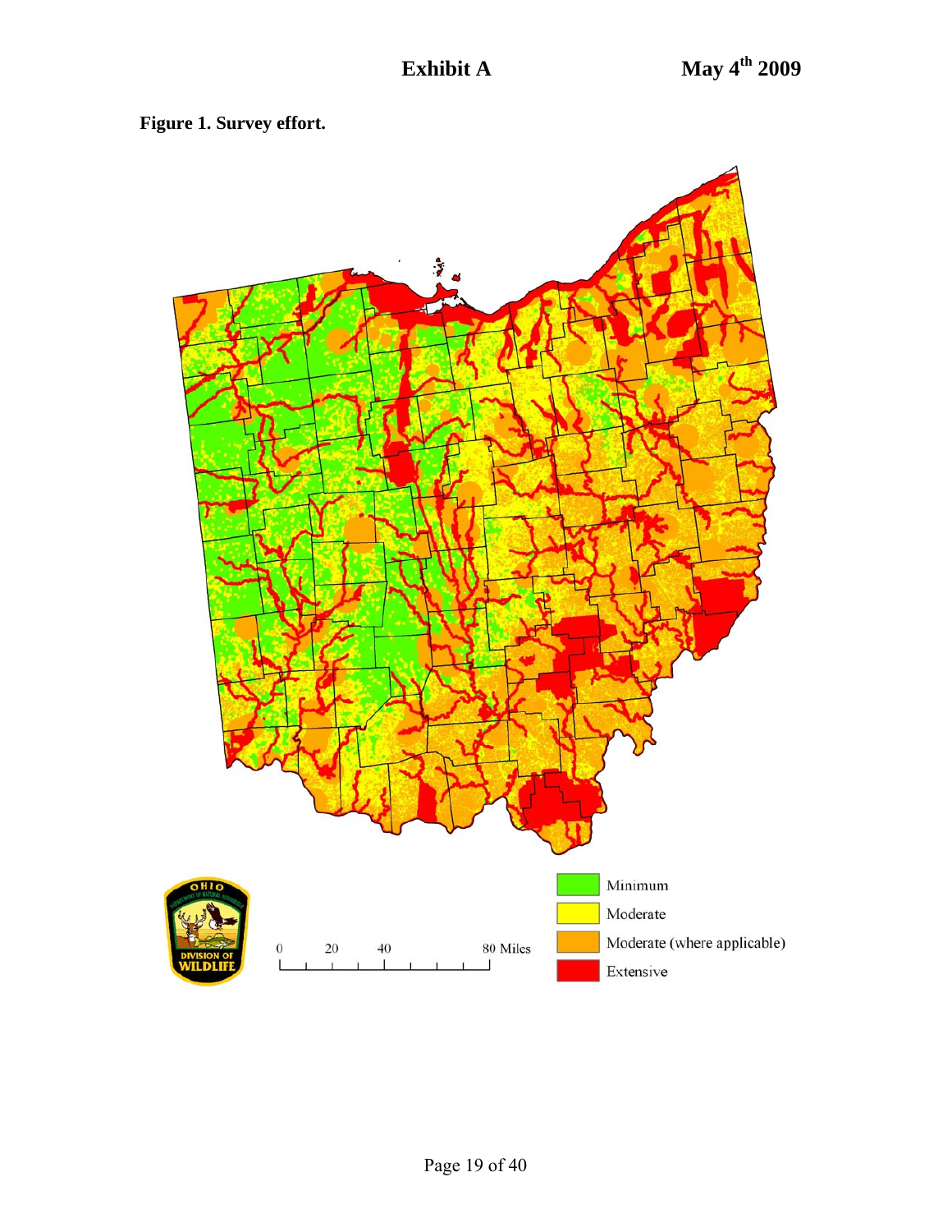**Exhibit A** **May 4th 2009**

**Figure 1. Survey effort.**

| Legend |
| --- |
| Minimum |
| Moderate |
| Moderate (where applicable) |
| Extensive |

0 20 40 80 Miles

DIVISION OF WILDLIFE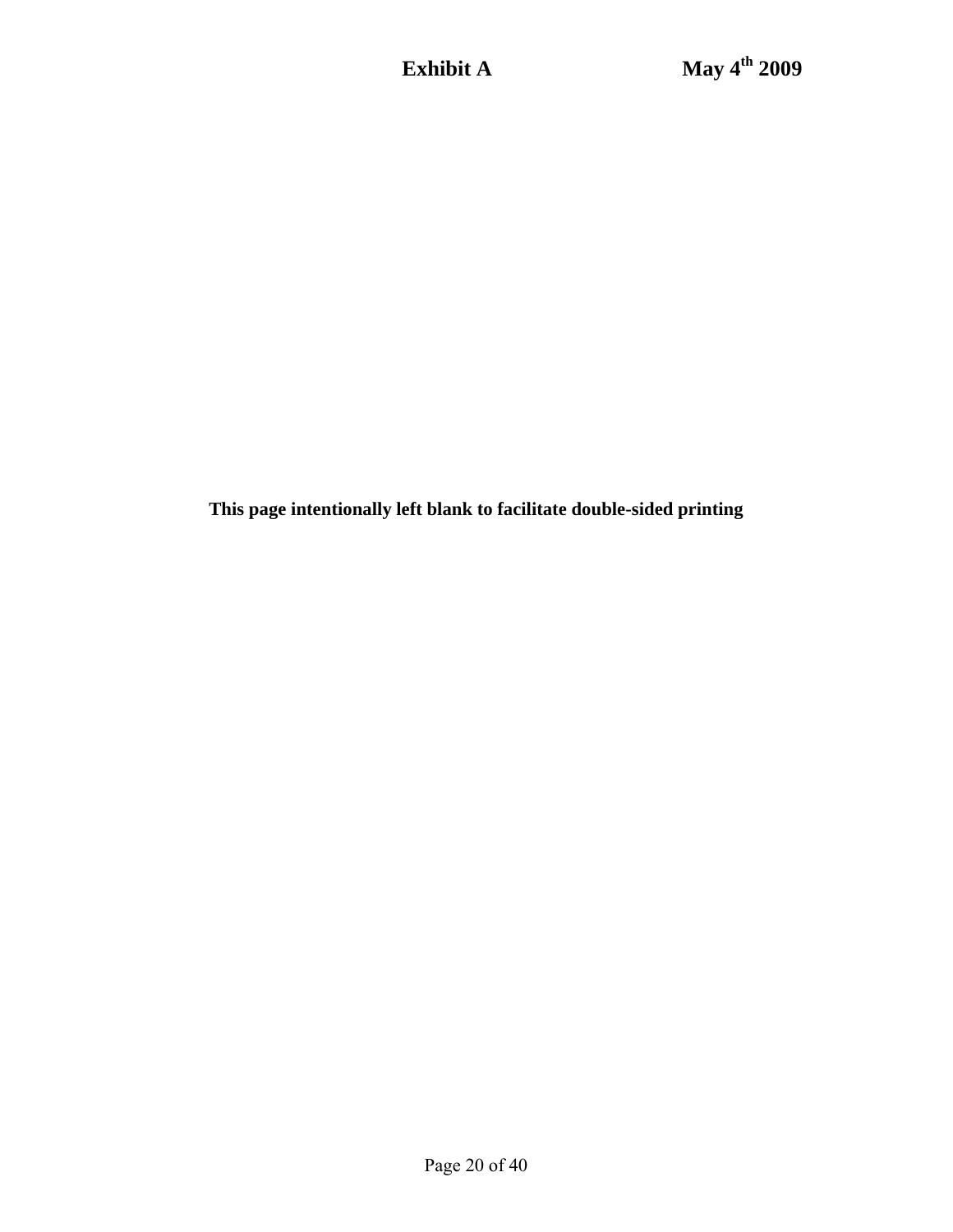**This page intentionally left blank to facilitate double-sided printing**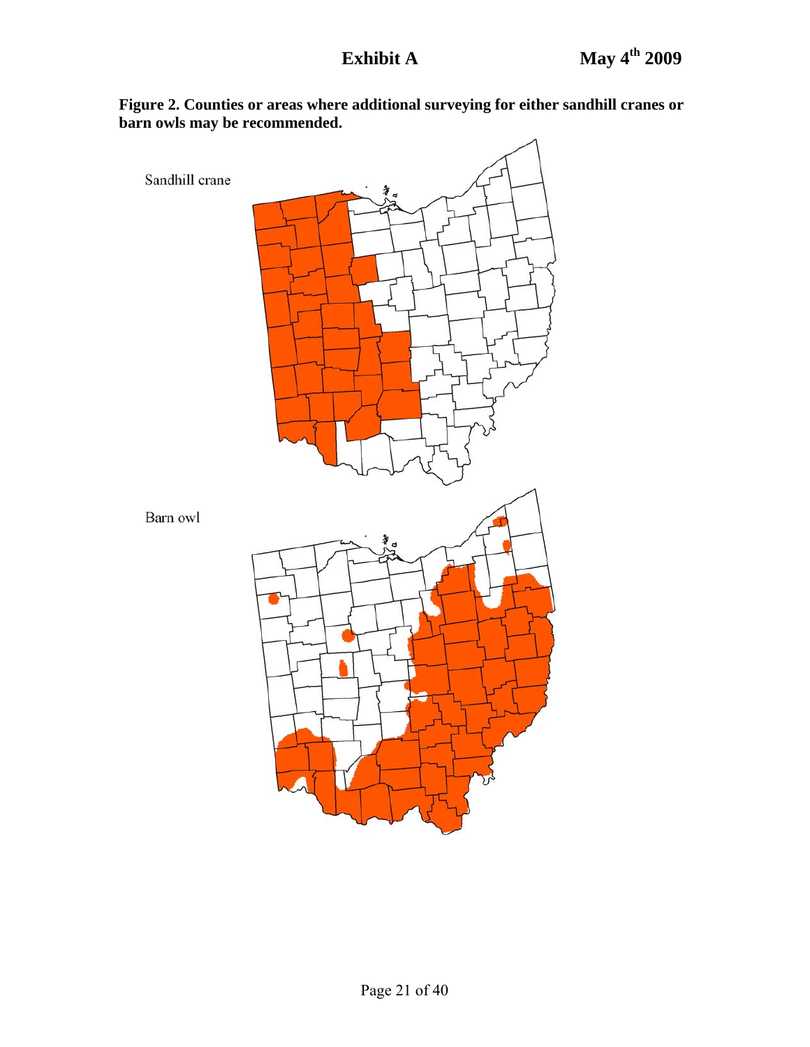**Exhibit A** **May 4th 2009**

**Figure 2. Counties or areas where additional surveying for either sandhill cranes or barn owls may be recommended.**

Sandhill crane

Barn owl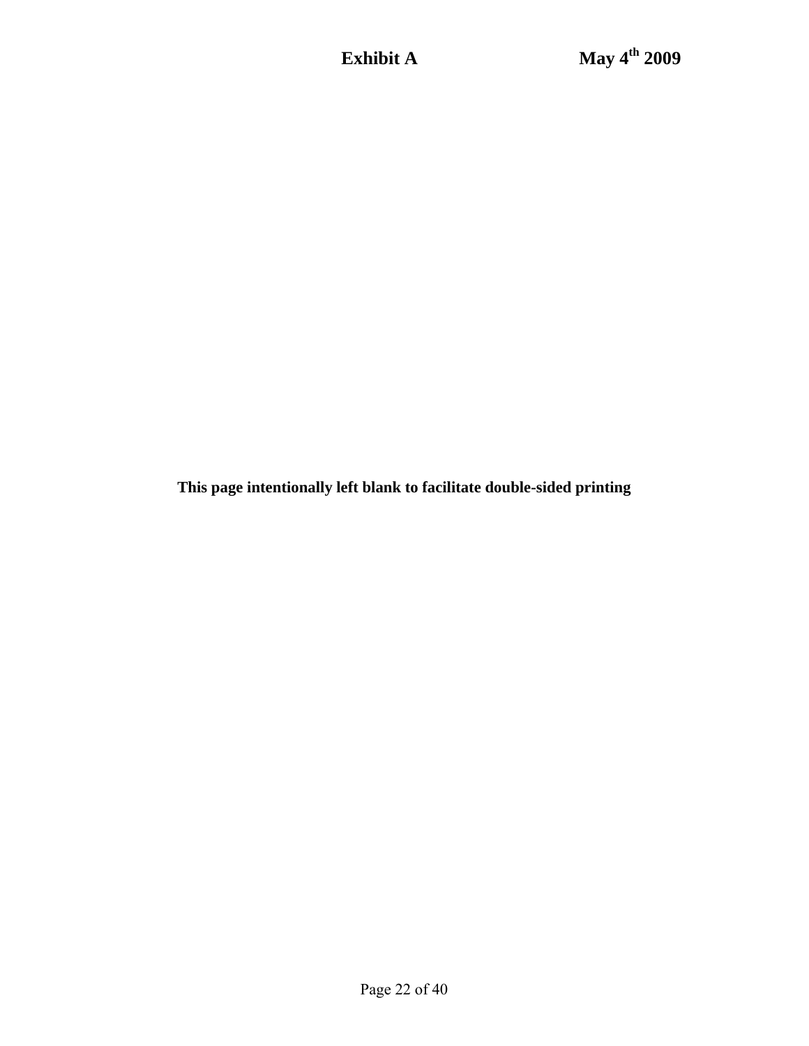This page intentionally left blank to facilitate double-sided printing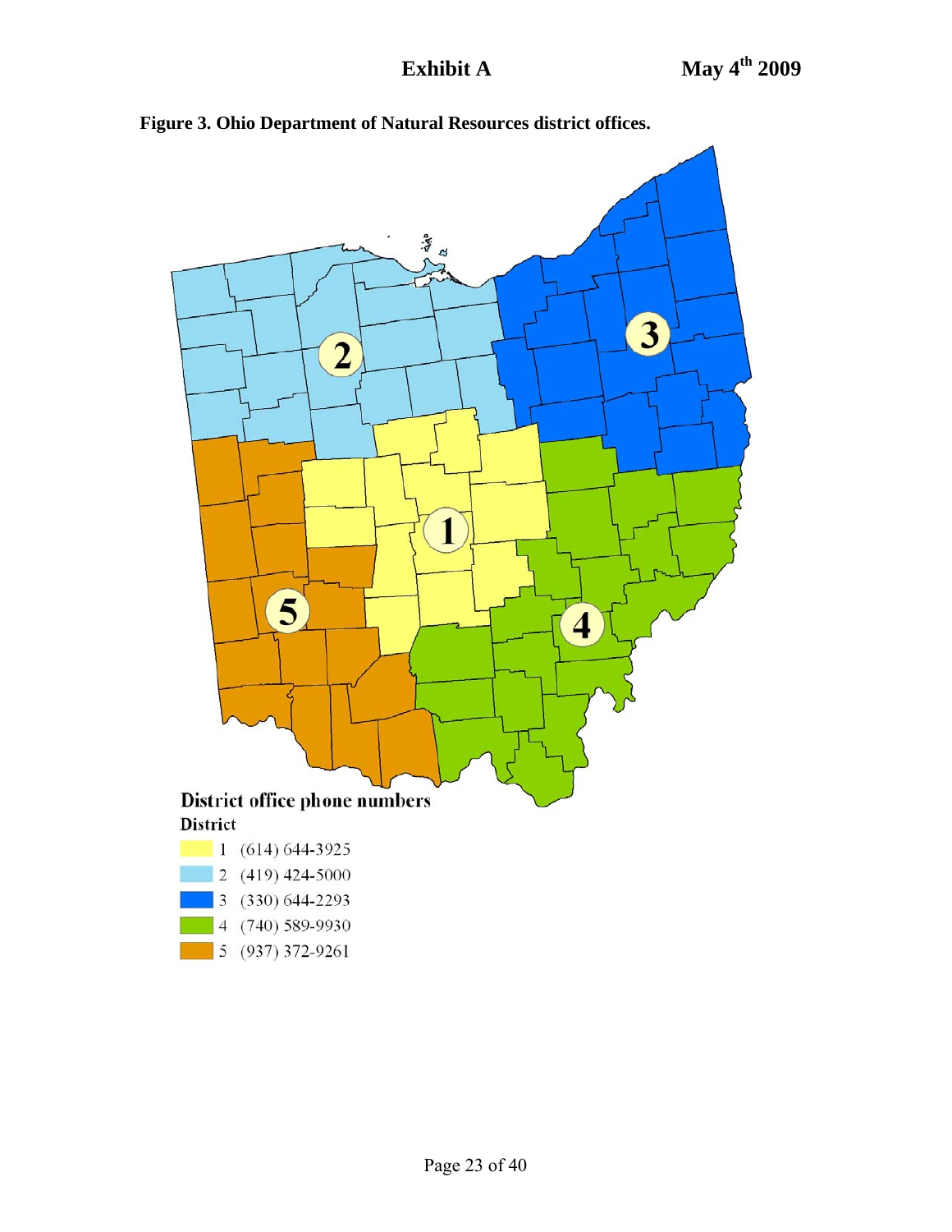**Exhibit A** **May 4th 2009**

**Figure 3. Ohio Department of Natural Resources district offices.**

**District office phone numbers**

| District | Phone |
| --- | --- |
| 1 | (614) 644-3925 |
| 2 | (419) 424-5000 |
| 3 | (330) 644-2293 |
| 4 | (740) 589-9930 |
| 5 | (937) 372-9261 |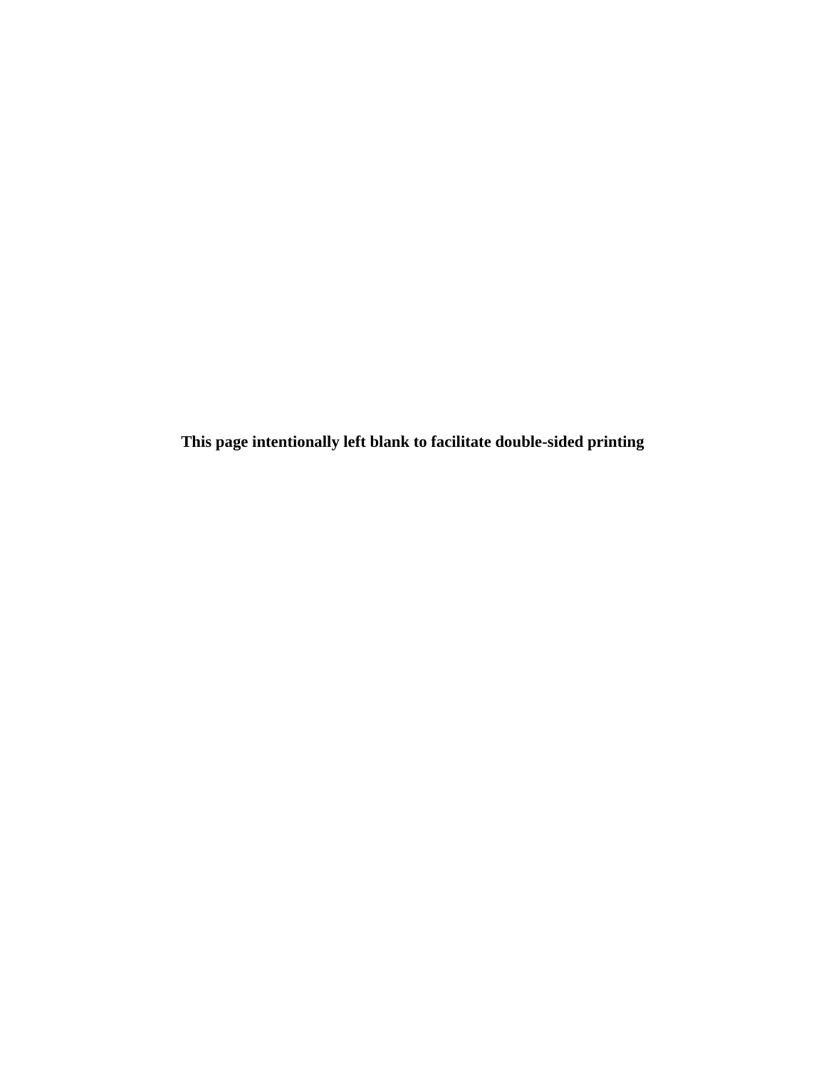**This page intentionally left blank to facilitate double-sided printing**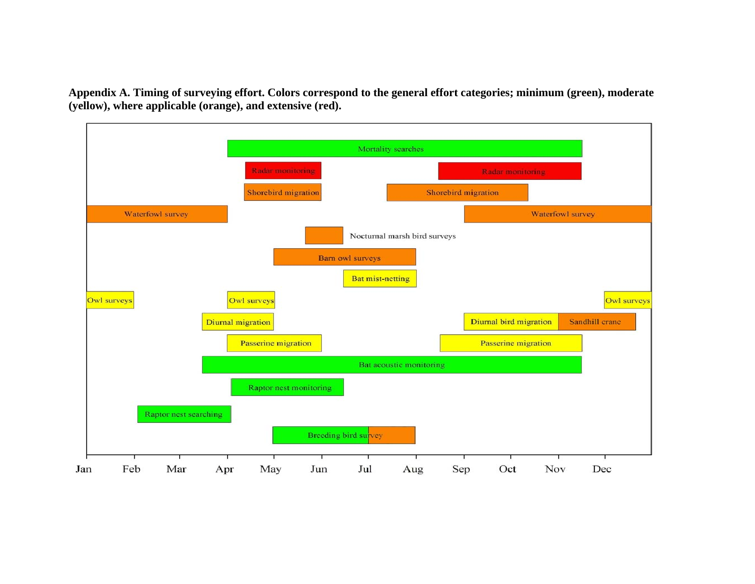**Appendix A. Timing of surveying effort. Colors correspond to the general effort categories; minimum (green), moderate (yellow), where applicable (orange), and extensive (red).**

Mortality searches

Radar monitoring

Radar monitoring

Shorebird migration

Shorebird migration

Waterfowl survey

Waterfowl survey

Nocturnal marsh bird surveys

Barn owl surveys

Bat mist-netting

Owl surveys

Owl surveys

Owl surveys

Diurnal migration

Diurnal bird migration

Sandhill crane

Passerine migration

Passerine migration

Bat acoustic monitoring

Raptor nest monitoring

Raptor nest searching

Breeding bird survey

Jan Feb Mar Apr May Jun Jul Aug Sep Oct Nov Dec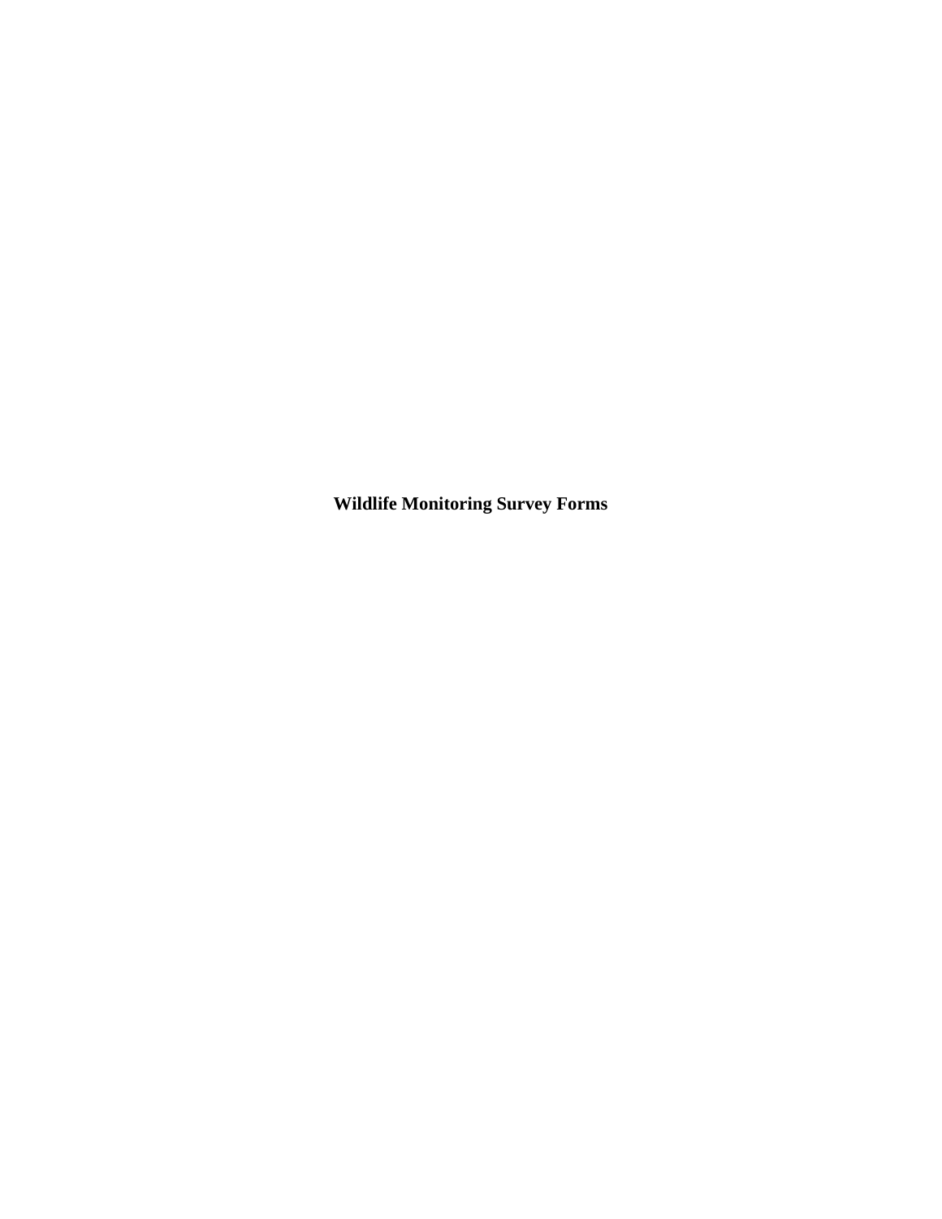**Wildlife Monitoring Survey Forms**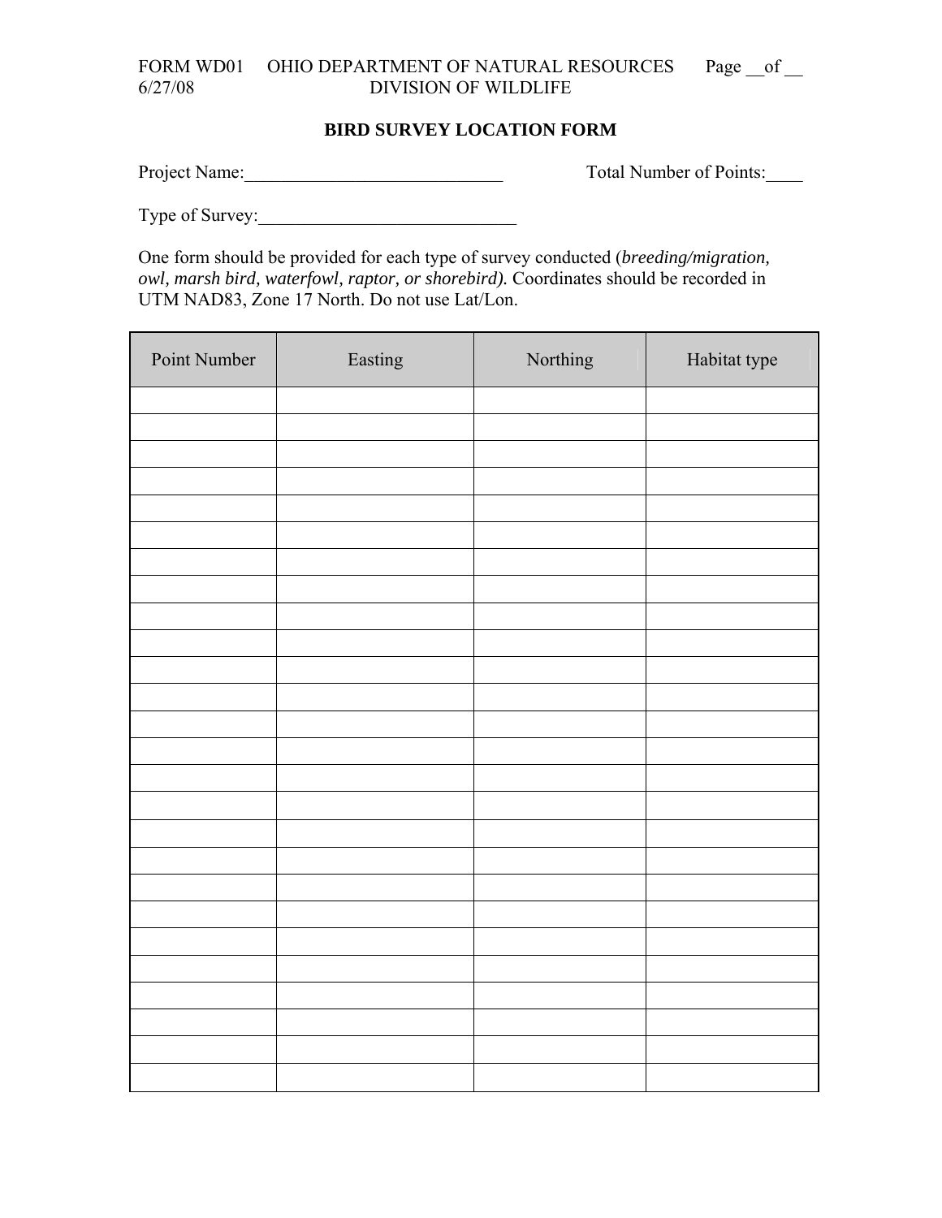FORM WD01 OHIO DEPARTMENT OF NATURAL RESOURCES Page __of __
6/27/08 DIVISION OF WILDLIFE

**BIRD SURVEY LOCATION FORM**

Project Name:____________________________ Total Number of Points:____

Type of Survey:____________________________

One form should be provided for each type of survey conducted (*breeding/migration, owl, marsh bird, waterfowl, raptor, or shorebird).* Coordinates should be recorded in UTM NAD83, Zone 17 North. Do not use Lat/Lon.

| Point Number | Easting | Northing | Habitat type |
|---|---|---|---|
| | | | |
| | | | |
| | | | |
| | | | |
| | | | |
| | | | |
| | | | |
| | | | |
| | | | |
| | | | |
| | | | |
| | | | |
| | | | |
| | | | |
| | | | |
| | | | |
| | | | |
| | | | |
| | | | |
| | | | |
| | | | |
| | | | |
| | | | |
| | | | |
| | | | |
| | | | |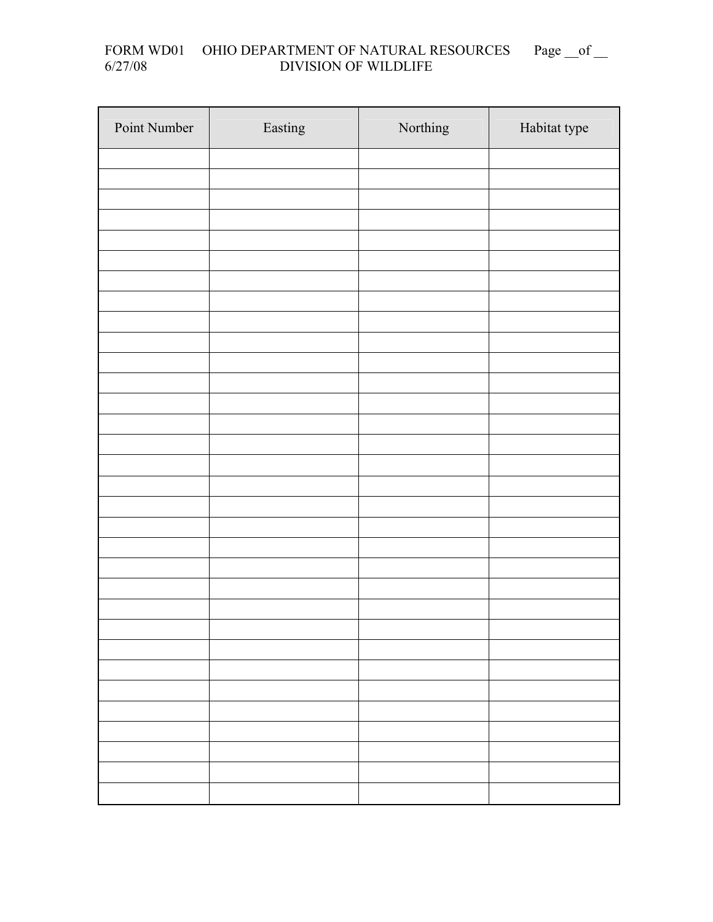FORM WD01 OHIO DEPARTMENT OF NATURAL RESOURCES Page __of __
6/27/08 DIVISION OF WILDLIFE

| Point Number | Easting | Northing | Habitat type |
|---|---|---|---|
| | | | |
| | | | |
| | | | |
| | | | |
| | | | |
| | | | |
| | | | |
| | | | |
| | | | |
| | | | |
| | | | |
| | | | |
| | | | |
| | | | |
| | | | |
| | | | |
| | | | |
| | | | |
| | | | |
| | | | |
| | | | |
| | | | |
| | | | |
| | | | |
| | | | |
| | | | |
| | | | |
| | | | |
| | | | |
| | | | |
| | | | |
| | | | |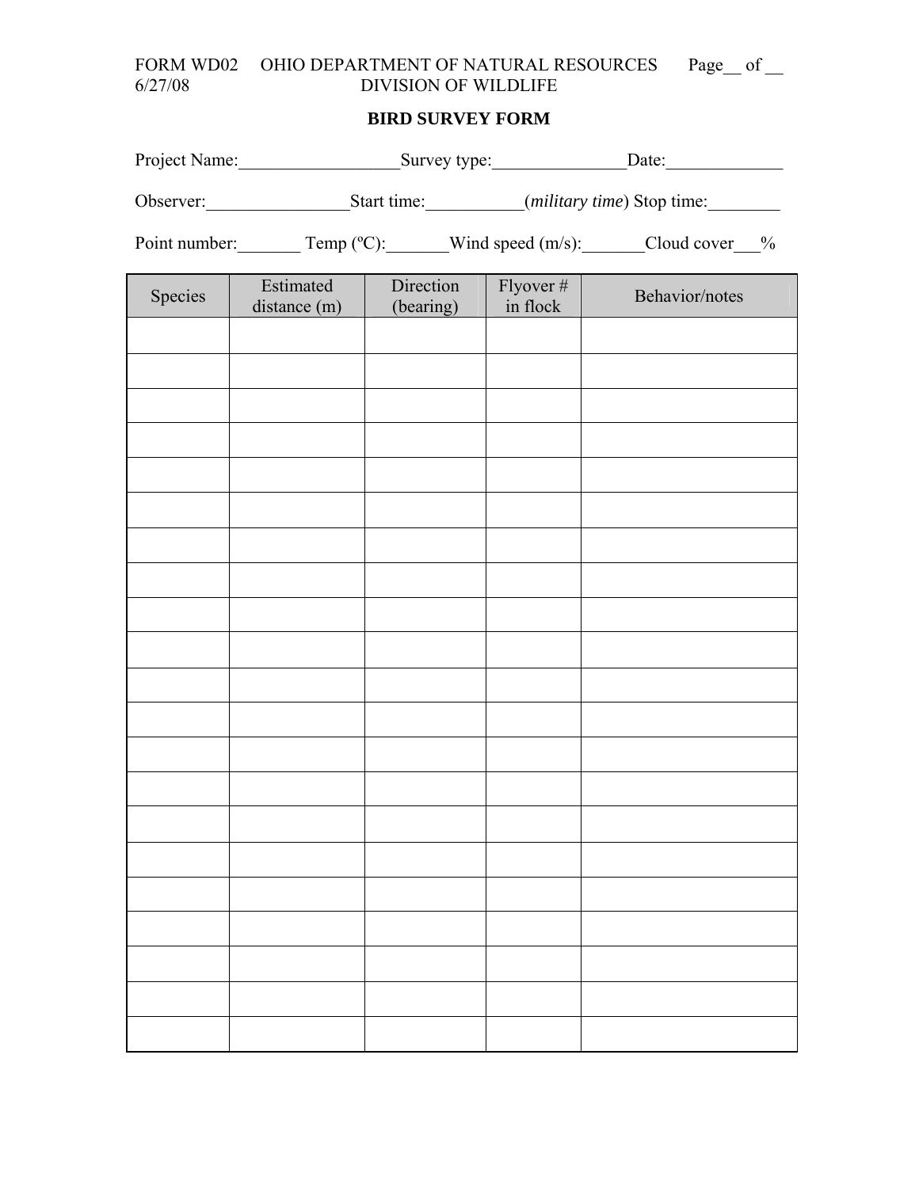FORM WD02 OHIO DEPARTMENT OF NATURAL RESOURCES Page__ of __
6/27/08 DIVISION OF WILDLIFE

**BIRD SURVEY FORM**

Project Name:__________________Survey type:_______________Date:_____________

Observer:________________Start time:___________(*military time*) Stop time:________

Point number:_______ Temp (ºC):_______Wind speed (m/s):_______Cloud cover___%

| Species | Estimated distance (m) | Direction (bearing) | Flyover # in flock | Behavior/notes |
|---|---|---|---|---|
| | | | | |
| | | | | |
| | | | | |
| | | | | |
| | | | | |
| | | | | |
| | | | | |
| | | | | |
| | | | | |
| | | | | |
| | | | | |
| | | | | |
| | | | | |
| | | | | |
| | | | | |
| | | | | |
| | | | | |
| | | | | |
| | | | | |
| | | | | |
| | | | | |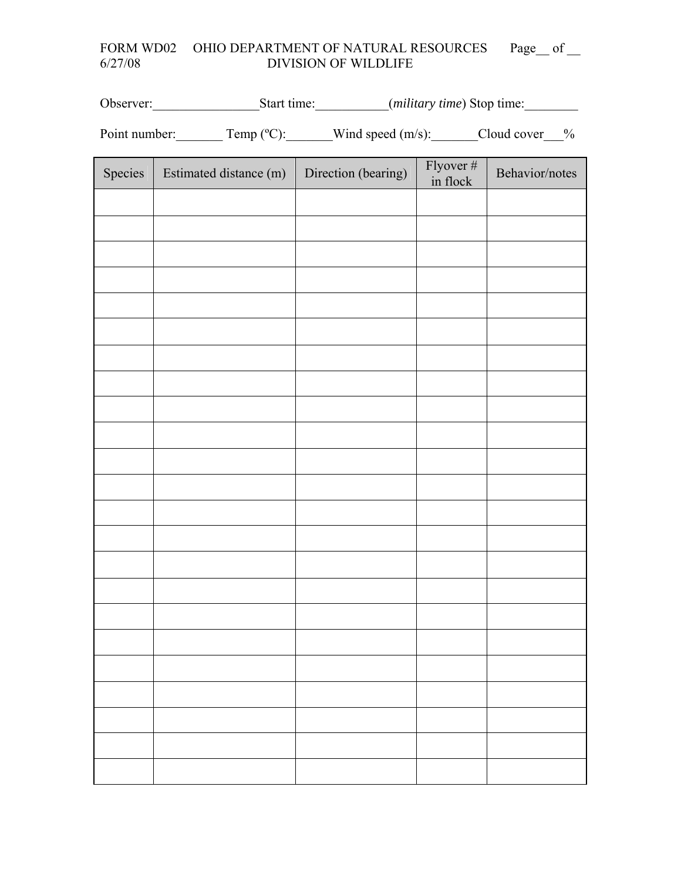FORM WD02 OHIO DEPARTMENT OF NATURAL RESOURCES Page__ of __
6/27/08 DIVISION OF WILDLIFE

Observer:________________Start time:___________(*military time*) Stop time:________

Point number:_______ Temp (ºC):_______Wind speed (m/s):_______Cloud cover___%

| Species | Estimated distance (m) | Direction (bearing) | Flyover # in flock | Behavior/notes |
|---|---|---|---|---|
| | | | | |
| | | | | |
| | | | | |
| | | | | |
| | | | | |
| | | | | |
| | | | | |
| | | | | |
| | | | | |
| | | | | |
| | | | | |
| | | | | |
| | | | | |
| | | | | |
| | | | | |
| | | | | |
| | | | | |
| | | | | |
| | | | | |
| | | | | |
| | | | | |
| | | | | |
| | | | | |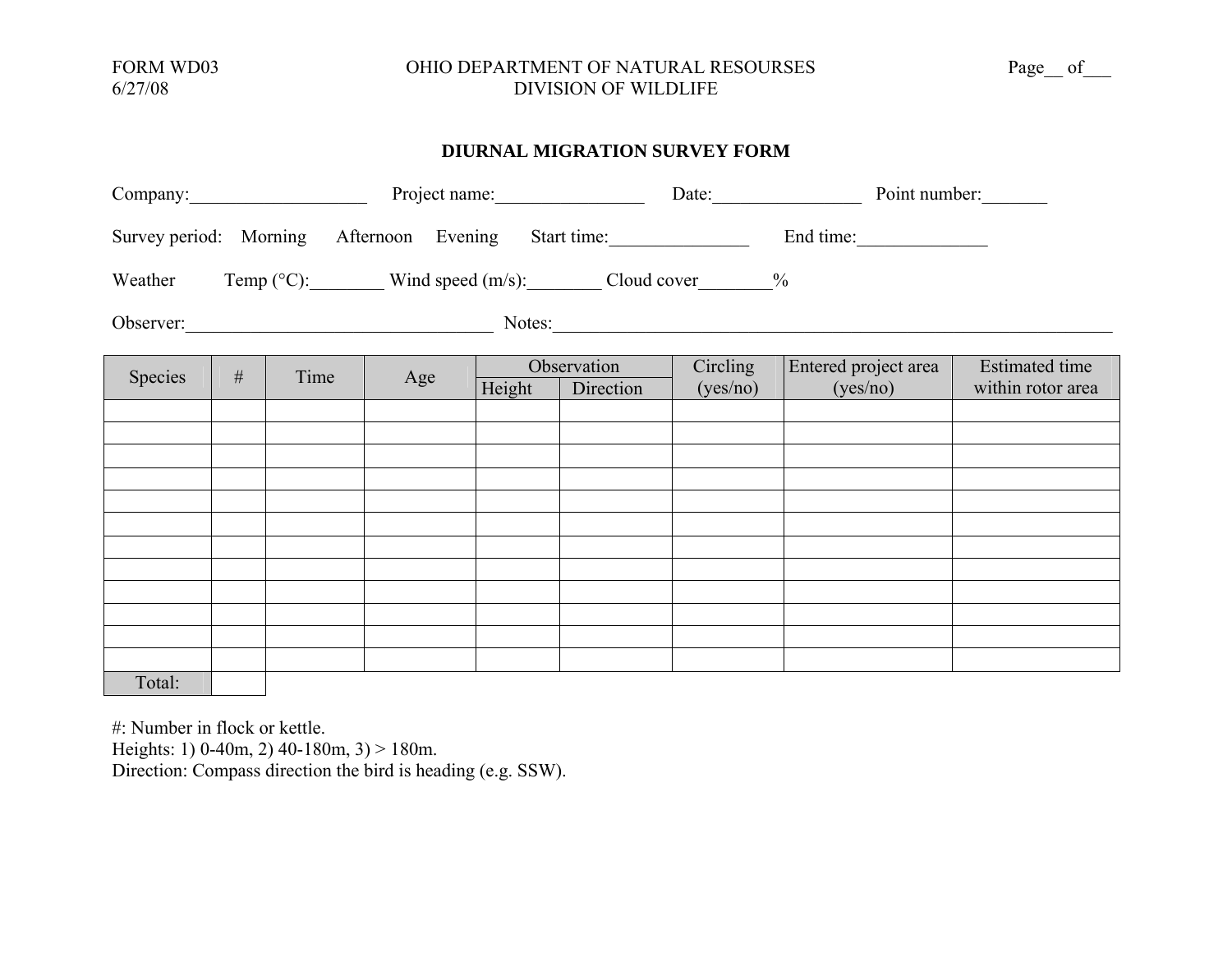FORM WD03
6/27/08

OHIO DEPARTMENT OF NATURAL RESOURSES
DIVISION OF WILDLIFE

Page__ of___

### DIURNAL MIGRATION SURVEY FORM

Company:___________________ Project name:________________ Date:________________ Point number:_______

Survey period: Morning Afternoon Evening Start time:_______________ End time:______________

Weather Temp (°C):________ Wind speed (m/s):________ Cloud cover________%

Observer:_________________________________ Notes:_____________________________________________________________

| Species | # | Time | Age | Observation | | Circling (yes/no) | Entered project area (yes/no) | Estimated time within rotor area |
|---|---|---|---|---|---|---|---|---|
| | | | | Height | Direction | | | |
| | | | | | | | | |
| | | | | | | | | |
| | | | | | | | | |
| | | | | | | | | |
| | | | | | | | | |
| | | | | | | | | |
| | | | | | | | | |
| | | | | | | | | |
| | | | | | | | | |
| | | | | | | | | |
| | | | | | | | | |
| | | | | | | | | |
| Total: | | | | | | | | |

#: Number in flock or kettle.
Heights: 1) 0-40m, 2) 40-180m, 3) > 180m.
Direction: Compass direction the bird is heading (e.g. SSW).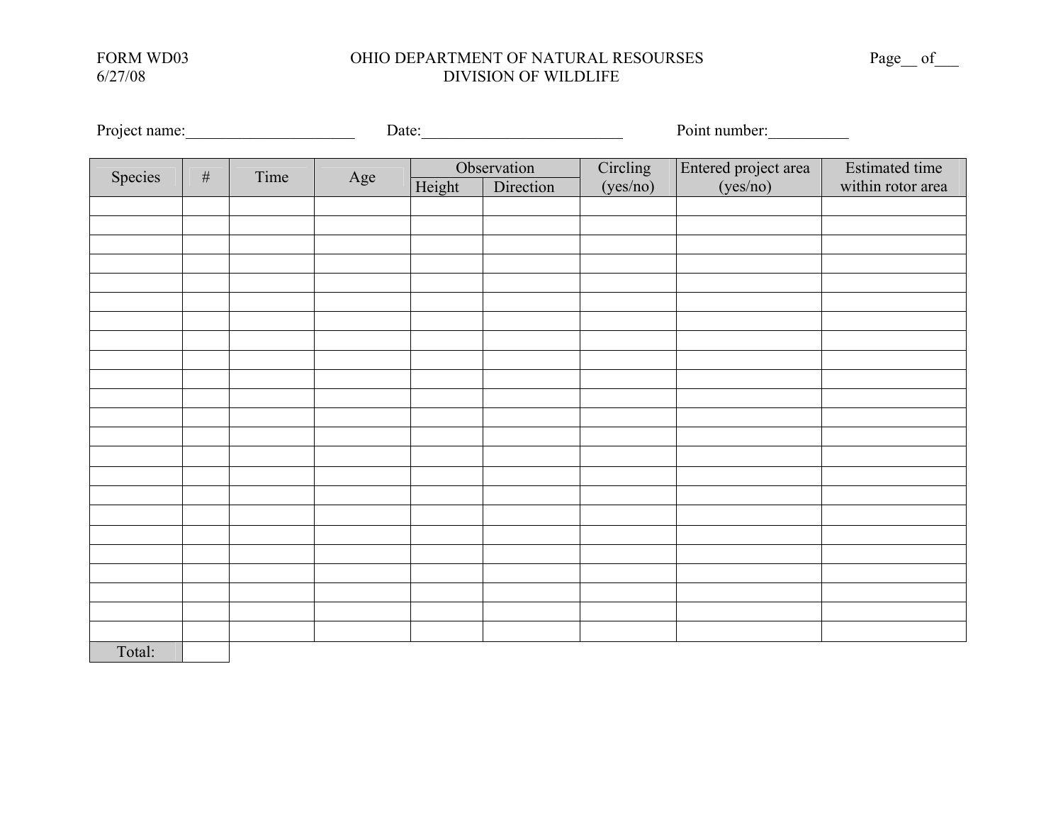FORM WD03
6/27/08

OHIO DEPARTMENT OF NATURAL RESOURSES
DIVISION OF WILDLIFE

Page__ of___

Project name:_____________________ Date:_________________________ Point number:__________

| Species | # | Time | Age | Observation | | Circling (yes/no) | Entered project area (yes/no) | Estimated time within rotor area |
|---|---|---|---|---|---|---|---|---|
| | | | | Height | Direction | | | |
| | | | | | | | | |
| | | | | | | | | |
| | | | | | | | | |
| | | | | | | | | |
| | | | | | | | | |
| | | | | | | | | |
| | | | | | | | | |
| | | | | | | | | |
| | | | | | | | | |
| | | | | | | | | |
| | | | | | | | | |
| | | | | | | | | |
| | | | | | | | | |
| | | | | | | | | |
| | | | | | | | | |
| | | | | | | | | |
| | | | | | | | | |
| | | | | | | | | |
| | | | | | | | | |
| | | | | | | | | |
| | | | | | | | | |
| | | | | | | | | |
| | | | | | | | | |
| Total: | | | | | | | | |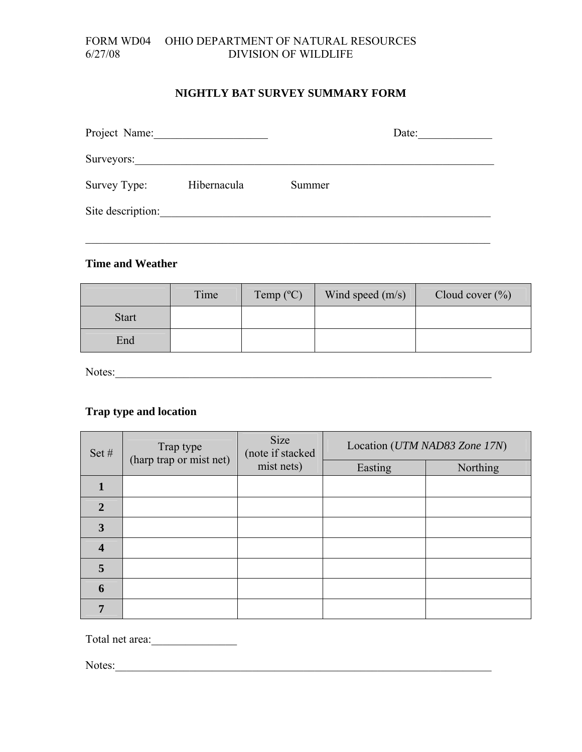FORM WD04 OHIO DEPARTMENT OF NATURAL RESOURCES
6/27/08 DIVISION OF WILDLIFE

# NIGHTLY BAT SURVEY SUMMARY FORM

Project Name:____________________ Date:_____________

Surveyors:_____________________________________________________________________

Survey Type: Hibernacula Summer

Site description:_______________________________________________________________

_____________________________________________________________________________

## Time and Weather

| | Time | Temp (ºC) | Wind speed (m/s) | Cloud cover (%) |
|---|---|---|---|---|
| Start | | | | |
| End | | | | |

Notes:________________________________________________________________________

## Trap type and location

| Set # | Trap type (harp trap or mist net) | Size (note if stacked mist nets) | Location (*UTM NAD83 Zone 17N*) | |
|---|---|---|---|---|
| | | | Easting | Northing |
| **1** | | | | |
| **2** | | | | |
| **3** | | | | |
| **4** | | | | |
| **5** | | | | |
| **6** | | | | |
| **7** | | | | |

Total net area:_______________

Notes:________________________________________________________________________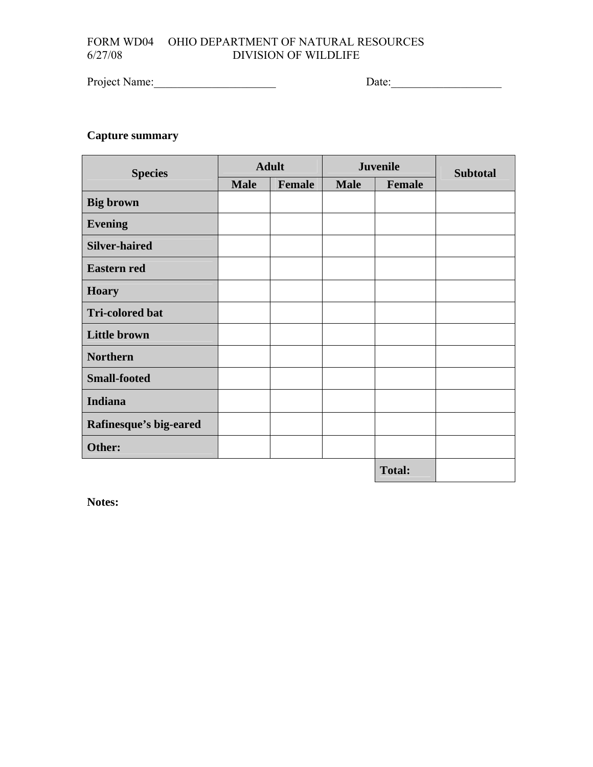FORM WD04 OHIO DEPARTMENT OF NATURAL RESOURCES
6/27/08 DIVISION OF WILDLIFE

Project Name:_____________________ Date:___________________

**Capture summary**

| Species | Adult | | Juvenile | | Subtotal |
|---|---|---|---|---|---|
| | Male | Female | Male | Female | |
| **Big brown** | | | | | |
| **Evening** | | | | | |
| **Silver-haired** | | | | | |
| **Eastern red** | | | | | |
| **Hoary** | | | | | |
| **Tri-colored bat** | | | | | |
| **Little brown** | | | | | |
| **Northern** | | | | | |
| **Small-footed** | | | | | |
| **Indiana** | | | | | |
| **Rafinesque's big-eared** | | | | | |
| **Other:** | | | | | |
| | | | | **Total:** | |

**Notes:**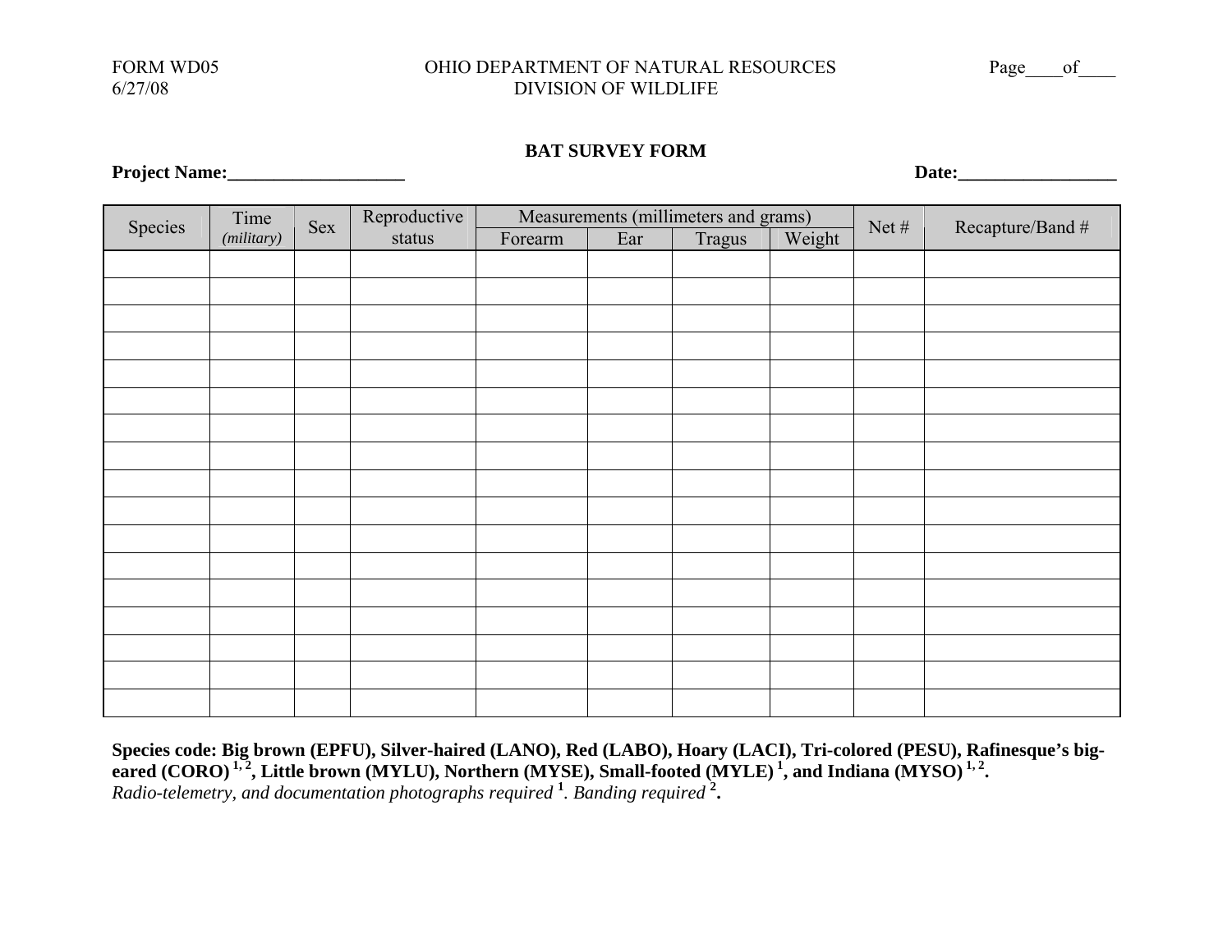FORM WD05
6/27/08

OHIO DEPARTMENT OF NATURAL RESOURCES
DIVISION OF WILDLIFE

Page____of____

## BAT SURVEY FORM

**Project Name:___________________** **Date:_________________**

| Species | Time *(military)* | Sex | Reproductive status | Measurements (millimeters and grams) | | | | Net # | Recapture/Band # |
|---|---|---|---|---|---|---|---|---|---|
| | | | | Forearm | Ear | Tragus | Weight | | |
| | | | | | | | | | |
| | | | | | | | | | |
| | | | | | | | | | |
| | | | | | | | | | |
| | | | | | | | | | |
| | | | | | | | | | |
| | | | | | | | | | |
| | | | | | | | | | |
| | | | | | | | | | |
| | | | | | | | | | |
| | | | | | | | | | |
| | | | | | | | | | |
| | | | | | | | | | |
| | | | | | | | | | |
| | | | | | | | | | |
| | | | | | | | | | |
| | | | | | | | | | |

**Species code: Big brown (EPFU), Silver-haired (LANO), Red (LABO), Hoary (LACI), Tri-colored (PESU), Rafinesque's big-eared (CORO) [1, 2], Little brown (MYLU), Northern (MYSE), Small-footed (MYLE) [1], and Indiana (MYSO) [1, 2].**
*Radio-telemetry, and documentation photographs required* [1]. *Banding required* [2]**.**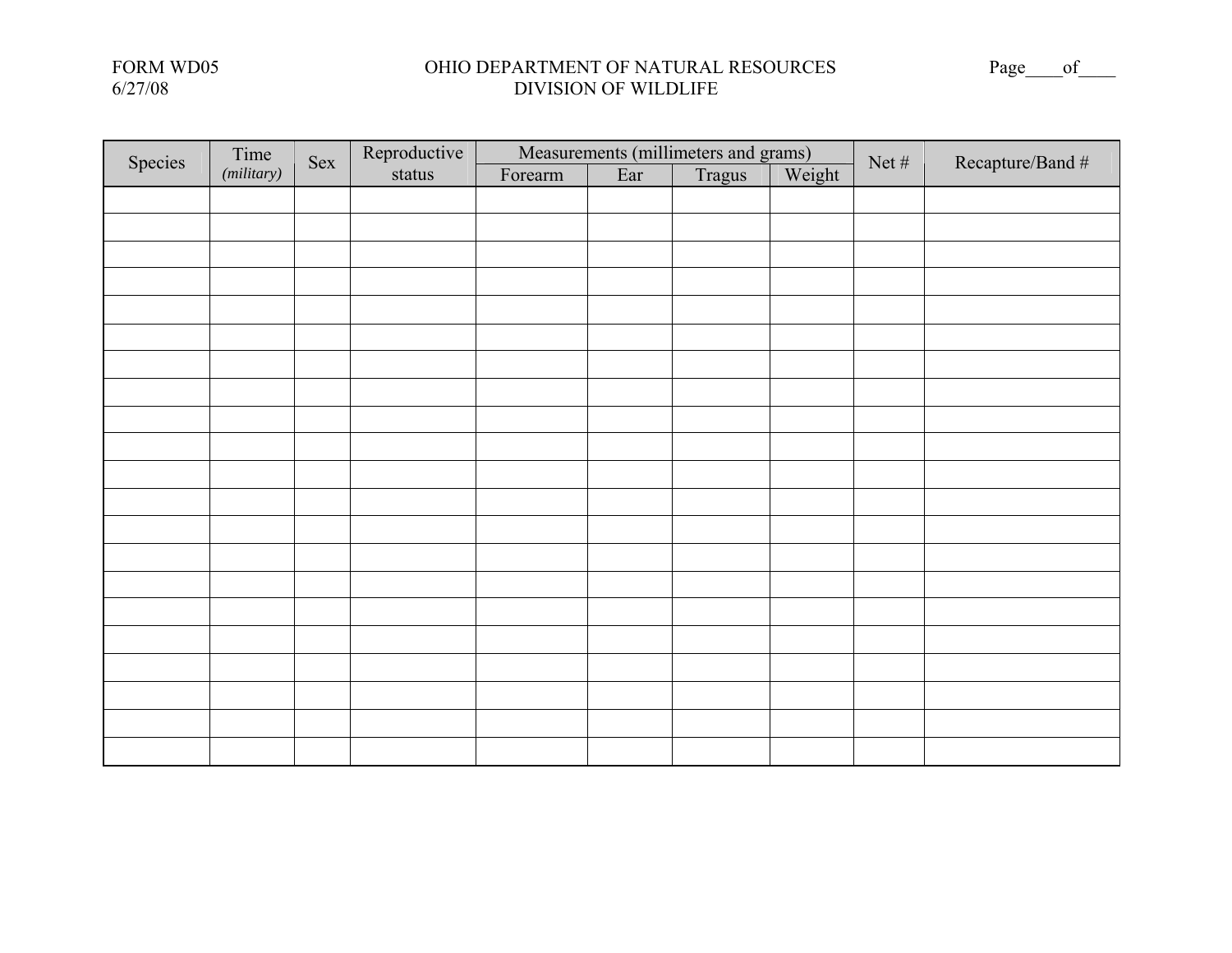FORM WD05
6/27/08

OHIO DEPARTMENT OF NATURAL RESOURCES
DIVISION OF WILDLIFE

Page____of____

| Species | Time *(military)* | Sex | Reproductive status | Measurements (millimeters and grams) | | | | Net # | Recapture/Band # |
|---|---|---|---|---|---|---|---|---|---|
| | | | | Forearm | Ear | Tragus | Weight | | |
| | | | | | | | | | |
| | | | | | | | | | |
| | | | | | | | | | |
| | | | | | | | | | |
| | | | | | | | | | |
| | | | | | | | | | |
| | | | | | | | | | |
| | | | | | | | | | |
| | | | | | | | | | |
| | | | | | | | | | |
| | | | | | | | | | |
| | | | | | | | | | |
| | | | | | | | | | |
| | | | | | | | | | |
| | | | | | | | | | |
| | | | | | | | | | |
| | | | | | | | | | |
| | | | | | | | | | |
| | | | | | | | | | |
| | | | | | | | | | |
| | | | | | | | | | |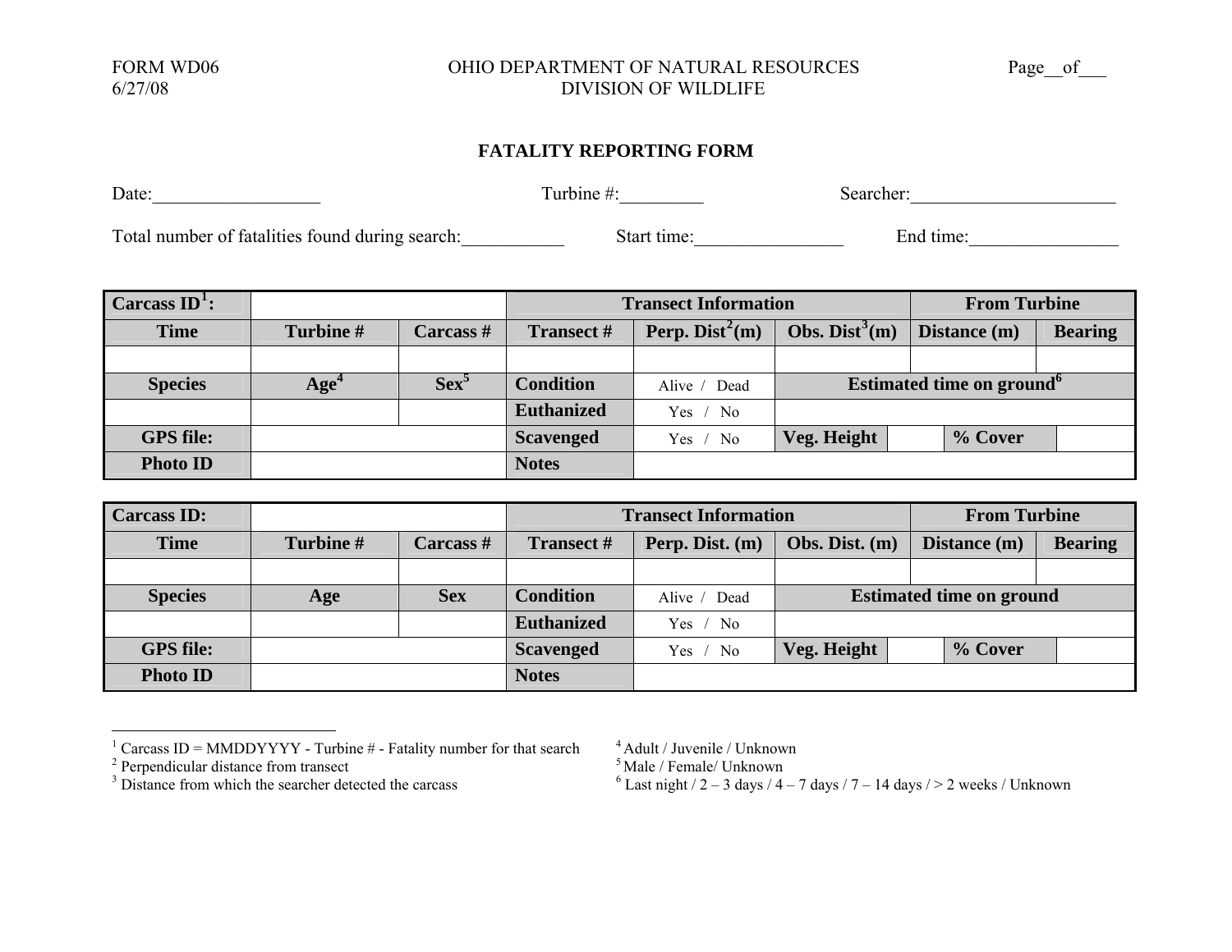FORM WD06
6/27/08

OHIO DEPARTMENT OF NATURAL RESOURCES
DIVISION OF WILDLIFE

Page__of___

## FATALITY REPORTING FORM

Date:__________________ Turbine #:_________ Searcher:______________________

Total number of fatalities found during search:___________ Start time:________________ End time:________________

| Carcass ID[1]: | | | Transect Information | | | From Turbine | |
|---|---|---|---|---|---|---|---|
| **Time** | **Turbine #** | **Carcass #** | **Transect #** | **Perp. Dist[2](m)** | **Obs. Dist[3](m)** | **Distance (m)** | **Bearing** |
| | | | | | | | |
| **Species** | **Age[4]** | **Sex[5]** | **Condition** | Alive / Dead | **Estimated time on ground[6]** | | |
| | | | **Euthanized** | Yes / No | | | |
| **GPS file:** | | | **Scavenged** | Yes / No | **Veg. Height** | | **% Cover** |
| **Photo ID** | | | **Notes** | | | | |

| Carcass ID: | | | Transect Information | | | From Turbine | |
|---|---|---|---|---|---|---|---|
| **Time** | **Turbine #** | **Carcass #** | **Transect #** | **Perp. Dist. (m)** | **Obs. Dist. (m)** | **Distance (m)** | **Bearing** |
| | | | | | | | |
| **Species** | **Age** | **Sex** | **Condition** | Alive / Dead | **Estimated time on ground** | | |
| | | | **Euthanized** | Yes / No | | | |
| **GPS file:** | | | **Scavenged** | Yes / No | **Veg. Height** | | **% Cover** |
| **Photo ID** | | | **Notes** | | | | |

[1] Carcass ID = MMDDYYYY - Turbine # - Fatality number for that search
[2] Perpendicular distance from transect
[3] Distance from which the searcher detected the carcass
[4] Adult / Juvenile / Unknown
[5] Male / Female/ Unknown
[6] Last night / 2 – 3 days / 4 – 7 days / 7 – 14 days / > 2 weeks / Unknown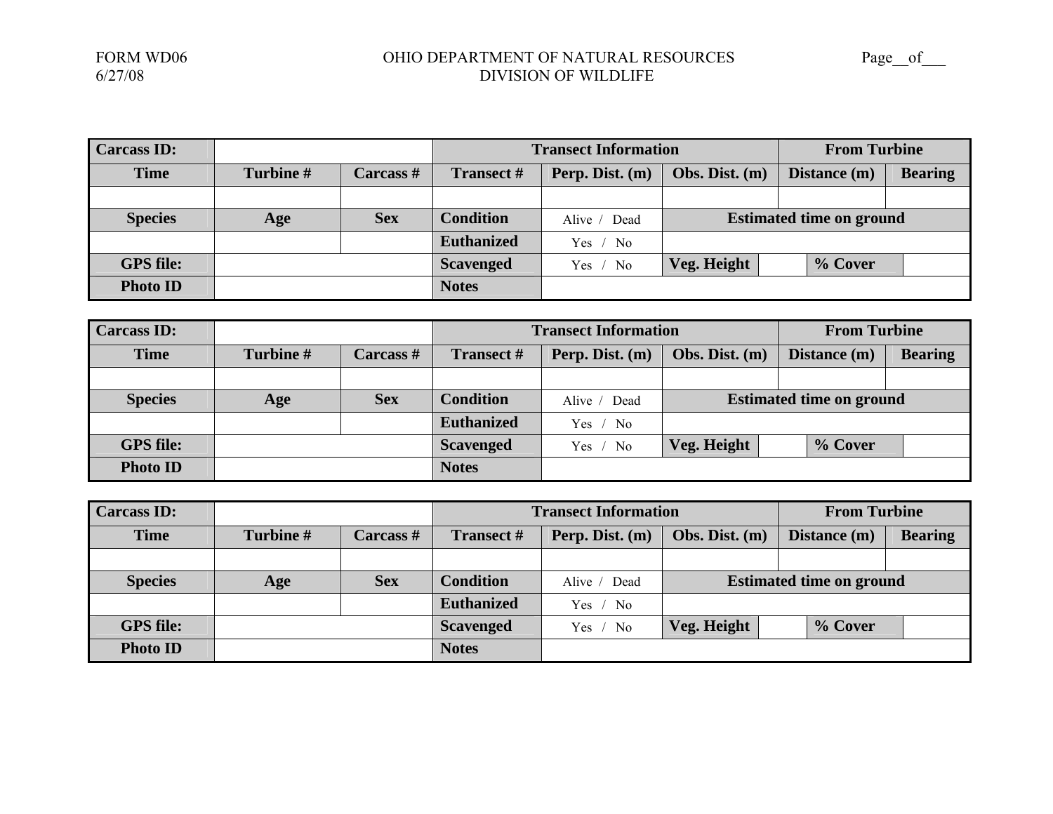FORM WD06
6/27/08

OHIO DEPARTMENT OF NATURAL RESOURCES
DIVISION OF WILDLIFE

Page__of___

| **Carcass ID:** | | | **Transect Information** | | | **From Turbine** | | | |
|---|---|---|---|---|---|---|---|---|---|
| **Time** | **Turbine #** | **Carcass #** | **Transect #** | **Perp. Dist. (m)** | **Obs. Dist. (m)** | **Distance (m)** | | **Bearing** | |
| | | | | | | | | | |
| **Species** | **Age** | **Sex** | **Condition** | Alive / Dead | **Estimated time on ground** | | | | |
| | | | **Euthanized** | Yes / No | | | | | |
| **GPS file:** | | | **Scavenged** | Yes / No | **Veg. Height** | | **% Cover** | | |
| **Photo ID** | | | **Notes** | | | | | | |

| **Carcass ID:** | | | **Transect Information** | | | **From Turbine** | | | |
|---|---|---|---|---|---|---|---|---|---|
| **Time** | **Turbine #** | **Carcass #** | **Transect #** | **Perp. Dist. (m)** | **Obs. Dist. (m)** | **Distance (m)** | | **Bearing** | |
| | | | | | | | | | |
| **Species** | **Age** | **Sex** | **Condition** | Alive / Dead | **Estimated time on ground** | | | | |
| | | | **Euthanized** | Yes / No | | | | | |
| **GPS file:** | | | **Scavenged** | Yes / No | **Veg. Height** | | **% Cover** | | |
| **Photo ID** | | | **Notes** | | | | | | |

| **Carcass ID:** | | | **Transect Information** | | | **From Turbine** | | | |
|---|---|---|---|---|---|---|---|---|---|
| **Time** | **Turbine #** | **Carcass #** | **Transect #** | **Perp. Dist. (m)** | **Obs. Dist. (m)** | **Distance (m)** | | **Bearing** | |
| | | | | | | | | | |
| **Species** | **Age** | **Sex** | **Condition** | Alive / Dead | **Estimated time on ground** | | | | |
| | | | **Euthanized** | Yes / No | | | | | |
| **GPS file:** | | | **Scavenged** | Yes / No | **Veg. Height** | | **% Cover** | | |
| **Photo ID** | | | **Notes** | | | | | | |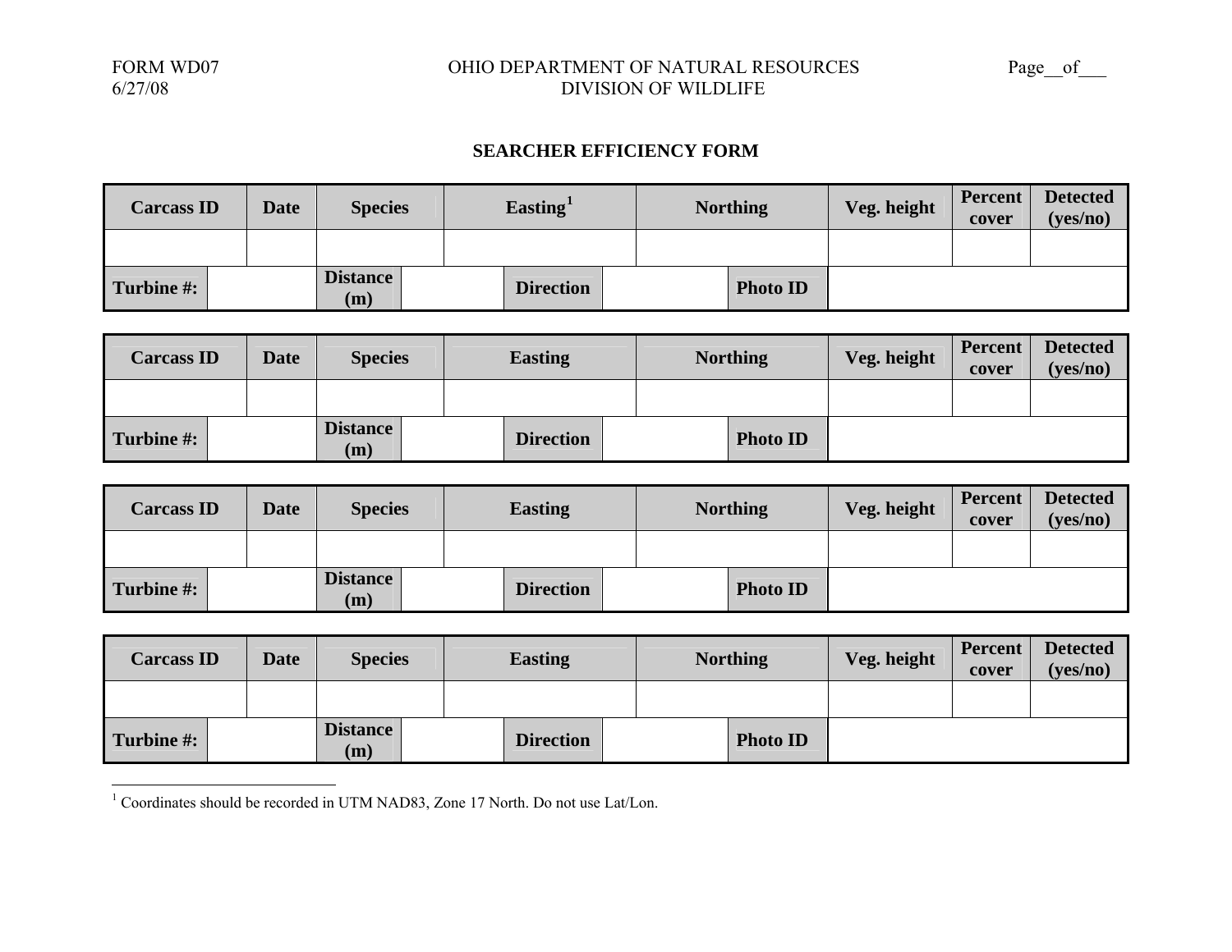FORM WD07
6/27/08

OHIO DEPARTMENT OF NATURAL RESOURCES
DIVISION OF WILDLIFE

Page__of___

## SEARCHER EFFICIENCY FORM

| Carcass ID | Date | Species | Easting[1] | Northing | Veg. height | Percent cover | Detected (yes/no) |
|---|---|---|---|---|---|---|---|
| | | | | | | | |
| **Turbine #:** | | **Distance (m)** | | **Direction** | | **Photo ID** | |

| Carcass ID | Date | Species | Easting | Northing | Veg. height | Percent cover | Detected (yes/no) |
|---|---|---|---|---|---|---|---|
| | | | | | | | |
| **Turbine #:** | | **Distance (m)** | | **Direction** | | **Photo ID** | |

| Carcass ID | Date | Species | Easting | Northing | Veg. height | Percent cover | Detected (yes/no) |
|---|---|---|---|---|---|---|---|
| | | | | | | | |
| **Turbine #:** | | **Distance (m)** | | **Direction** | | **Photo ID** | |

| Carcass ID | Date | Species | Easting | Northing | Veg. height | Percent cover | Detected (yes/no) |
|---|---|---|---|---|---|---|---|
| | | | | | | | |
| **Turbine #:** | | **Distance (m)** | | **Direction** | | **Photo ID** | |

[1] Coordinates should be recorded in UTM NAD83, Zone 17 North. Do not use Lat/Lon.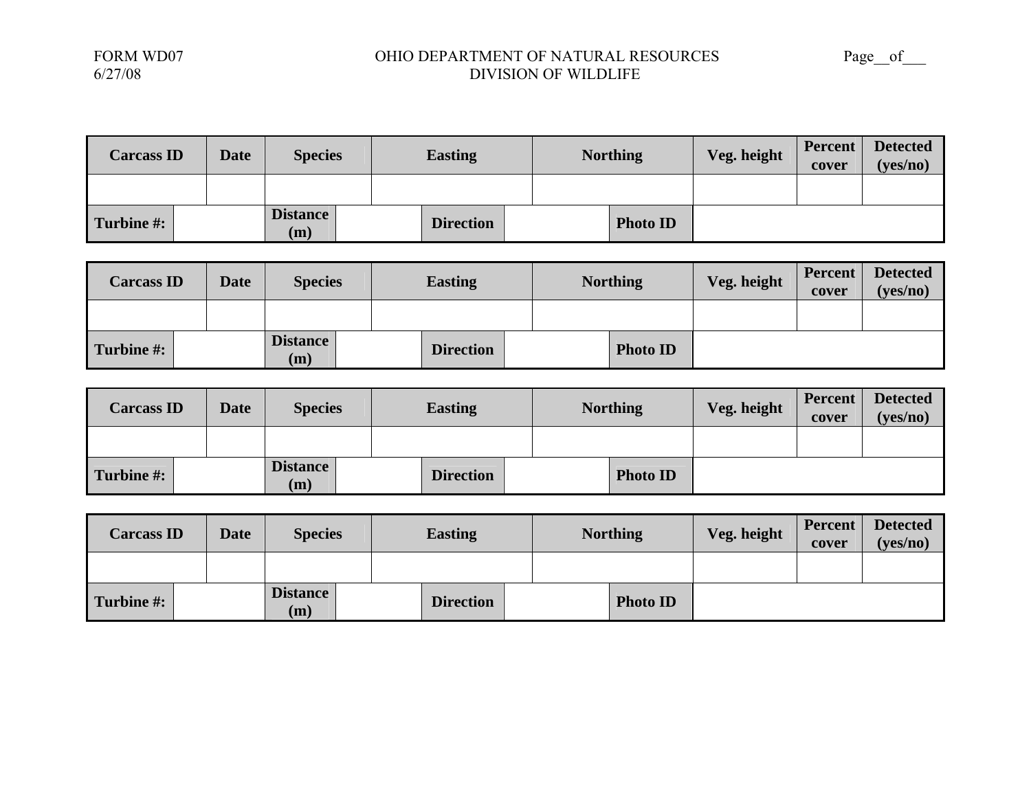FORM WD07
6/27/08

OHIO DEPARTMENT OF NATURAL RESOURCES
DIVISION OF WILDLIFE

Page__of___

| Carcass ID | | Date | Species | | Easting | | Northing | Veg. height | Percent cover | Detected (yes/no) |
|---|---|---|---|---|---|---|---|---|---|---|
| | | | | | | | | | | |
| Turbine #: | | | Distance (m) | | Direction | | Photo ID | | | |

| Carcass ID | | Date | Species | | Easting | | Northing | Veg. height | Percent cover | Detected (yes/no) |
|---|---|---|---|---|---|---|---|---|---|---|
| | | | | | | | | | | |
| Turbine #: | | | Distance (m) | | Direction | | Photo ID | | | |

| Carcass ID | | Date | Species | | Easting | | Northing | Veg. height | Percent cover | Detected (yes/no) |
|---|---|---|---|---|---|---|---|---|---|---|
| | | | | | | | | | | |
| Turbine #: | | | Distance (m) | | Direction | | Photo ID | | | |

| Carcass ID | | Date | Species | | Easting | | Northing | Veg. height | Percent cover | Detected (yes/no) |
|---|---|---|---|---|---|---|---|---|---|---|
| | | | | | | | | | | |
| Turbine #: | | | Distance (m) | | Direction | | Photo ID | | | |